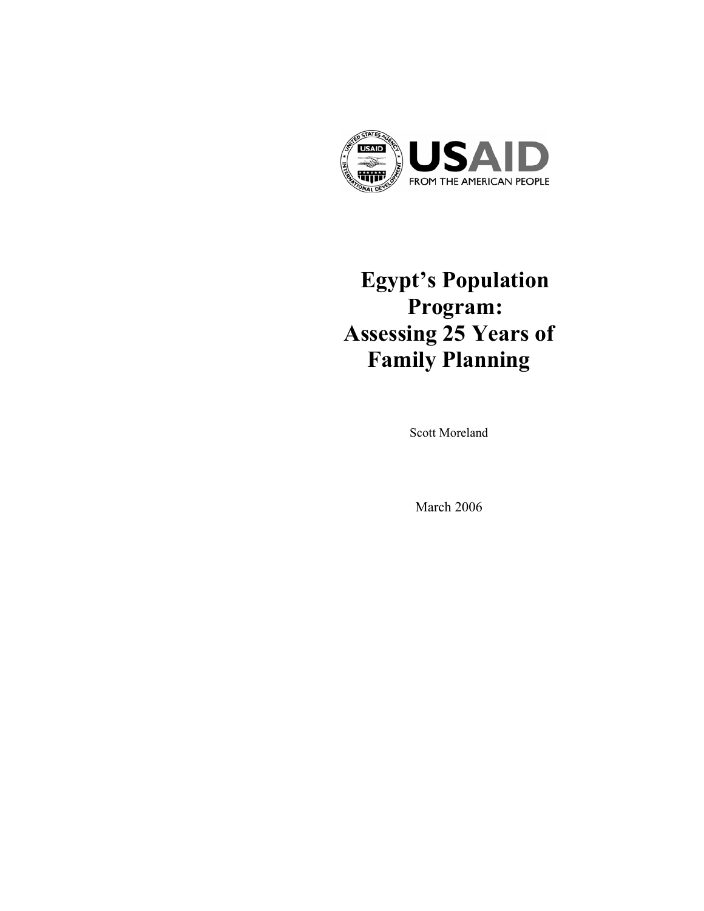USAID

FROM THE AMERICAN PEOPLE

# Egypt's Population Program: Assessing 25 Years of Family Planning

Scott Moreland

March 2006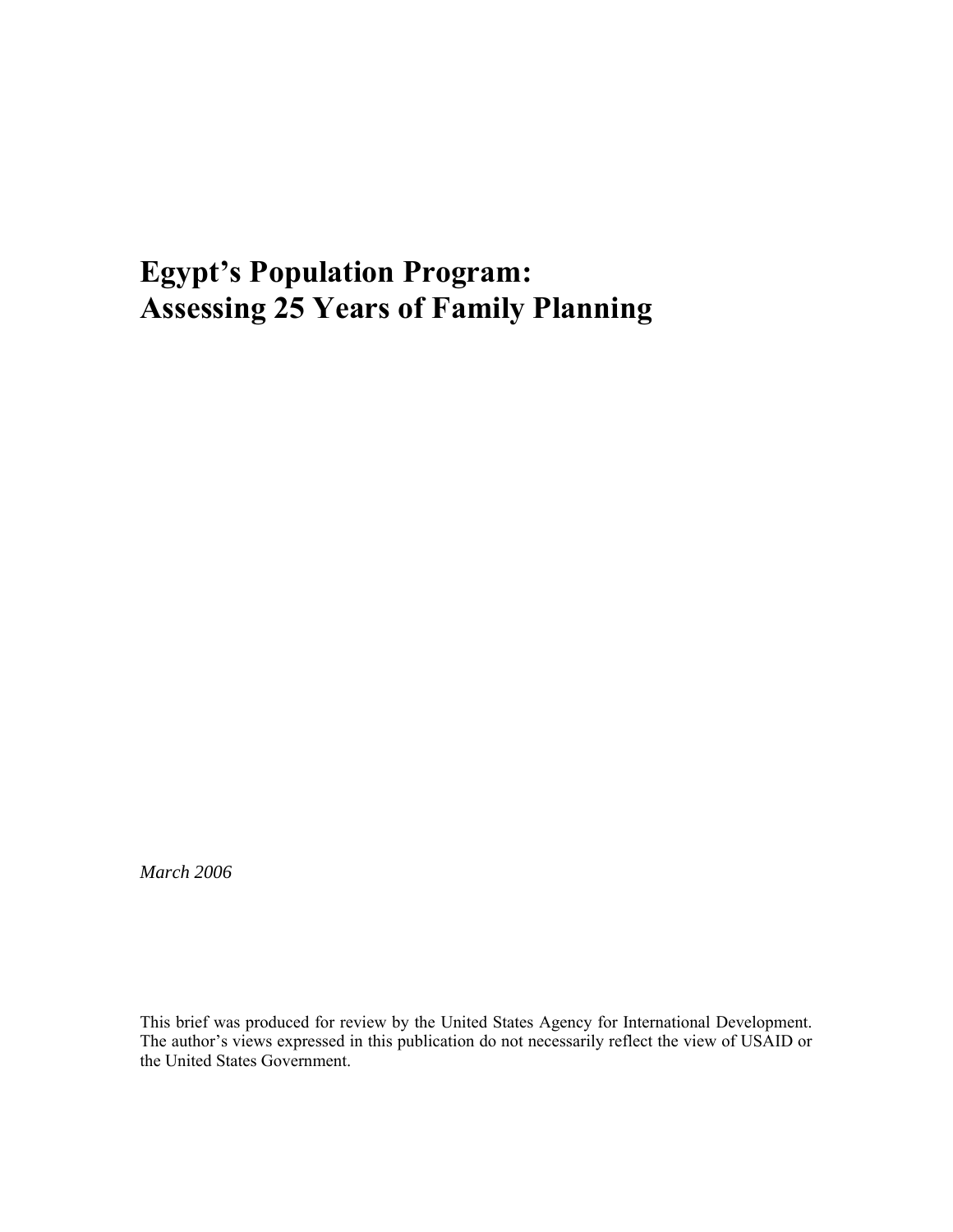# Egypt's Population Program: Assessing 25 Years of Family Planning

*March 2006*

This brief was produced for review by the United States Agency for International Development. The author's views expressed in this publication do not necessarily reflect the view of USAID or the United States Government.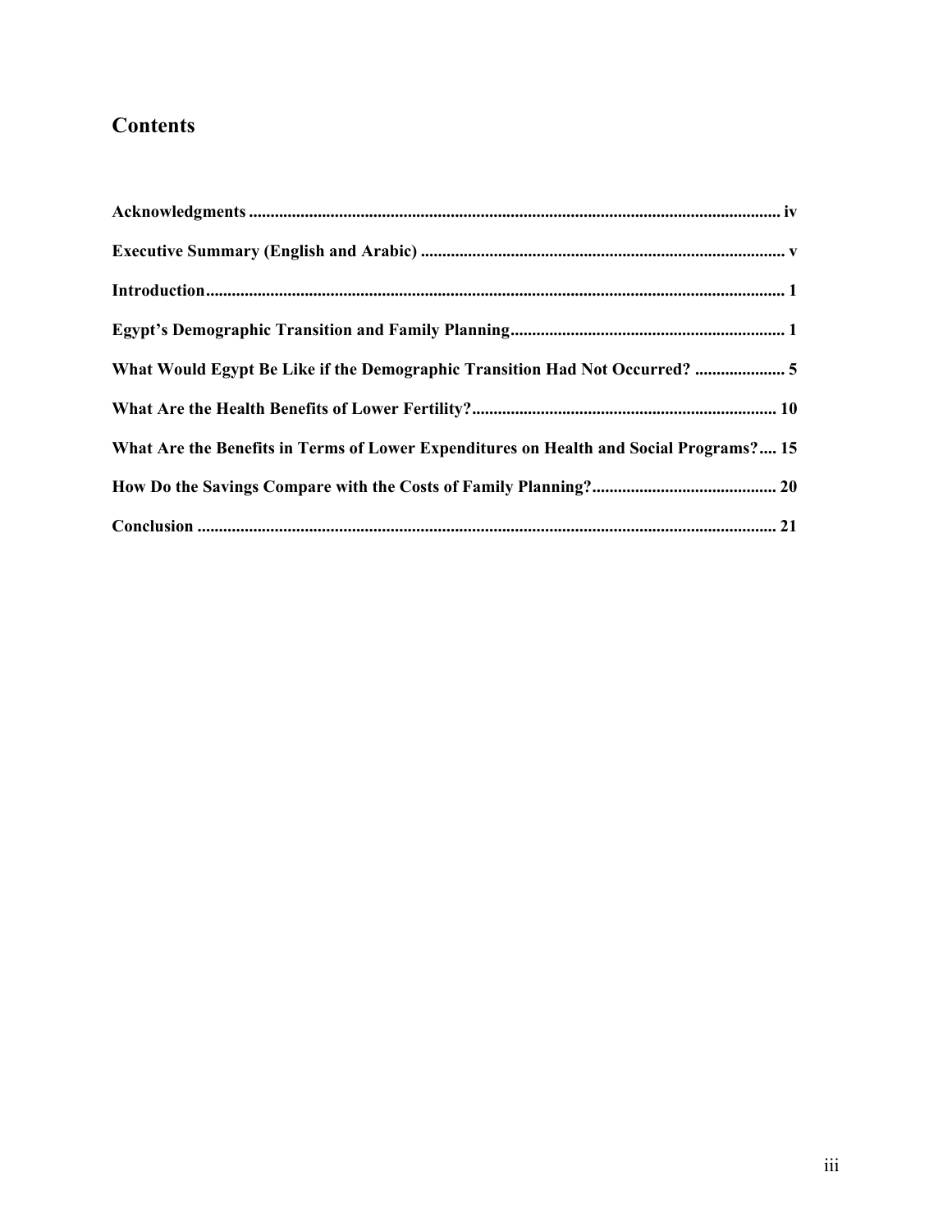## Contents

**Acknowledgments** ........................................................................................................................... **iv**

**Executive Summary (English and Arabic)** .................................................................................... **v**

**Introduction**...................................................................................................................................... **1**

**Egypt's Demographic Transition and Family Planning**................................................................ **1**

**What Would Egypt Be Like if the Demographic Transition Had Not Occurred?** ..................... **5**

**What Are the Health Benefits of Lower Fertility?**....................................................................... **10**

**What Are the Benefits in Terms of Lower Expenditures on Health and Social Programs?**.... **15**

**How Do the Savings Compare with the Costs of Family Planning?**........................................... **20**

**Conclusion** ....................................................................................................................................... **21**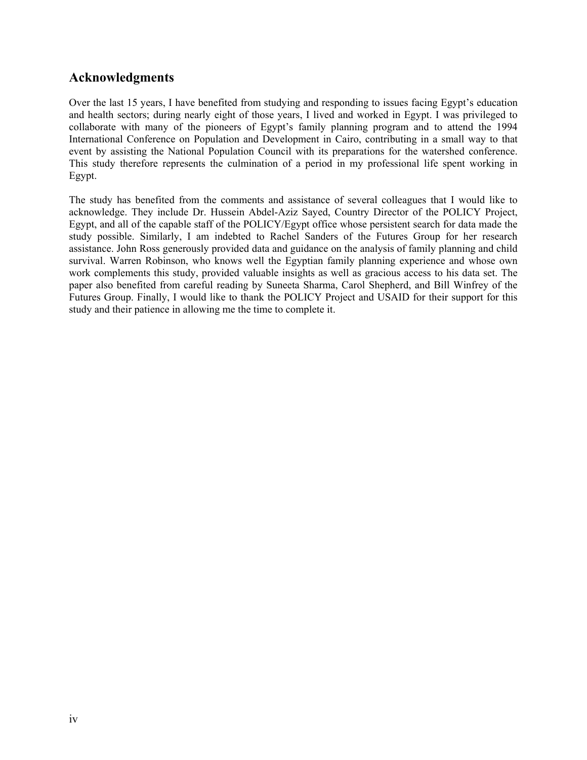## Acknowledgments

Over the last 15 years, I have benefited from studying and responding to issues facing Egypt's education and health sectors; during nearly eight of those years, I lived and worked in Egypt. I was privileged to collaborate with many of the pioneers of Egypt's family planning program and to attend the 1994 International Conference on Population and Development in Cairo, contributing in a small way to that event by assisting the National Population Council with its preparations for the watershed conference. This study therefore represents the culmination of a period in my professional life spent working in Egypt.

The study has benefited from the comments and assistance of several colleagues that I would like to acknowledge. They include Dr. Hussein Abdel-Aziz Sayed, Country Director of the POLICY Project, Egypt, and all of the capable staff of the POLICY/Egypt office whose persistent search for data made the study possible. Similarly, I am indebted to Rachel Sanders of the Futures Group for her research assistance. John Ross generously provided data and guidance on the analysis of family planning and child survival. Warren Robinson, who knows well the Egyptian family planning experience and whose own work complements this study, provided valuable insights as well as gracious access to his data set. The paper also benefited from careful reading by Suneeta Sharma, Carol Shepherd, and Bill Winfrey of the Futures Group. Finally, I would like to thank the POLICY Project and USAID for their support for this study and their patience in allowing me the time to complete it.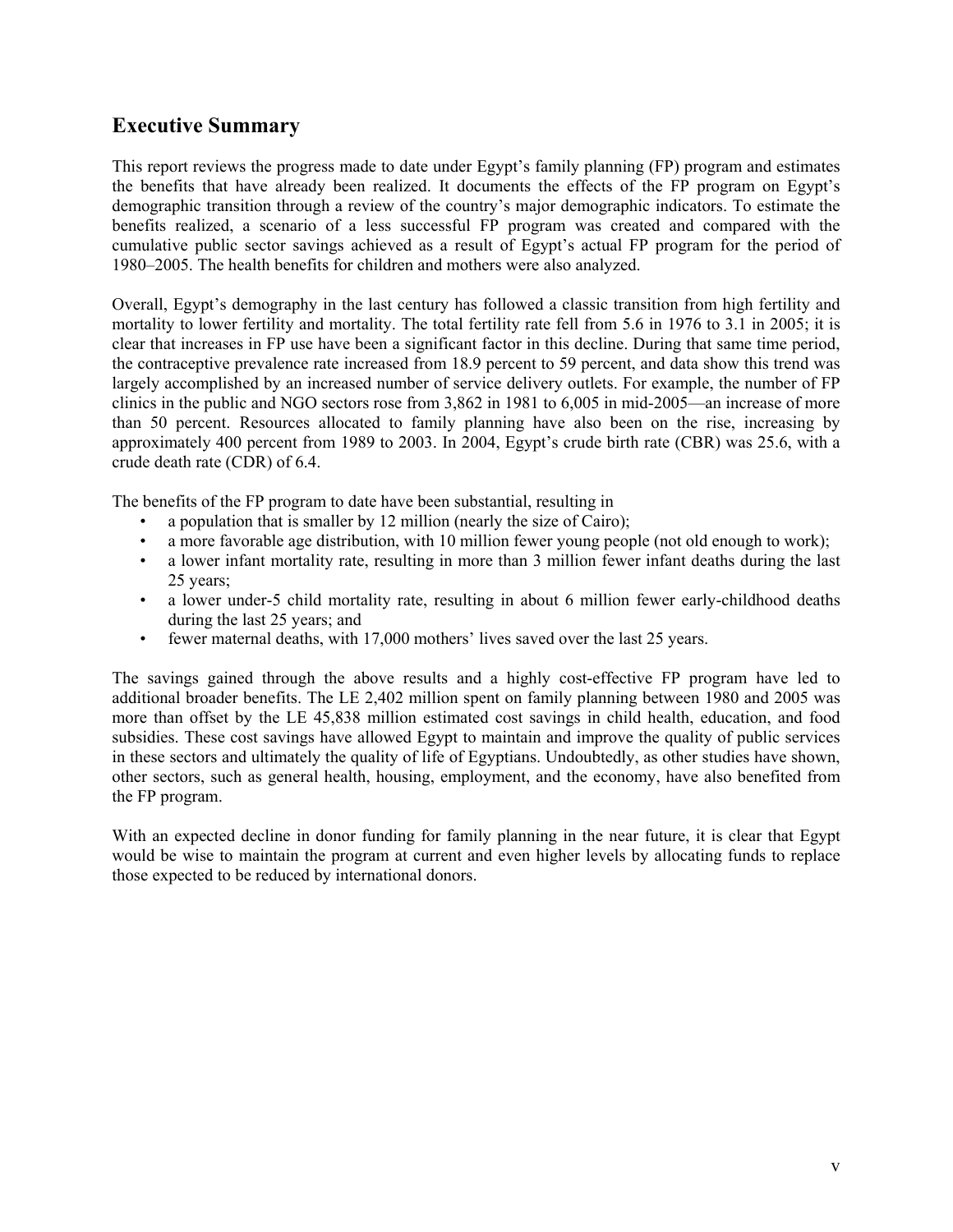## Executive Summary

This report reviews the progress made to date under Egypt's family planning (FP) program and estimates the benefits that have already been realized. It documents the effects of the FP program on Egypt's demographic transition through a review of the country's major demographic indicators. To estimate the benefits realized, a scenario of a less successful FP program was created and compared with the cumulative public sector savings achieved as a result of Egypt's actual FP program for the period of 1980–2005. The health benefits for children and mothers were also analyzed.

Overall, Egypt's demography in the last century has followed a classic transition from high fertility and mortality to lower fertility and mortality. The total fertility rate fell from 5.6 in 1976 to 3.1 in 2005; it is clear that increases in FP use have been a significant factor in this decline. During that same time period, the contraceptive prevalence rate increased from 18.9 percent to 59 percent, and data show this trend was largely accomplished by an increased number of service delivery outlets. For example, the number of FP clinics in the public and NGO sectors rose from 3,862 in 1981 to 6,005 in mid-2005—an increase of more than 50 percent. Resources allocated to family planning have also been on the rise, increasing by approximately 400 percent from 1989 to 2003. In 2004, Egypt's crude birth rate (CBR) was 25.6, with a crude death rate (CDR) of 6.4.

The benefits of the FP program to date have been substantial, resulting in

- a population that is smaller by 12 million (nearly the size of Cairo);
- a more favorable age distribution, with 10 million fewer young people (not old enough to work);
- a lower infant mortality rate, resulting in more than 3 million fewer infant deaths during the last 25 years;
- a lower under-5 child mortality rate, resulting in about 6 million fewer early-childhood deaths during the last 25 years; and
- fewer maternal deaths, with 17,000 mothers' lives saved over the last 25 years.

The savings gained through the above results and a highly cost-effective FP program have led to additional broader benefits. The LE 2,402 million spent on family planning between 1980 and 2005 was more than offset by the LE 45,838 million estimated cost savings in child health, education, and food subsidies. These cost savings have allowed Egypt to maintain and improve the quality of public services in these sectors and ultimately the quality of life of Egyptians. Undoubtedly, as other studies have shown, other sectors, such as general health, housing, employment, and the economy, have also benefited from the FP program.

With an expected decline in donor funding for family planning in the near future, it is clear that Egypt would be wise to maintain the program at current and even higher levels by allocating funds to replace those expected to be reduced by international donors.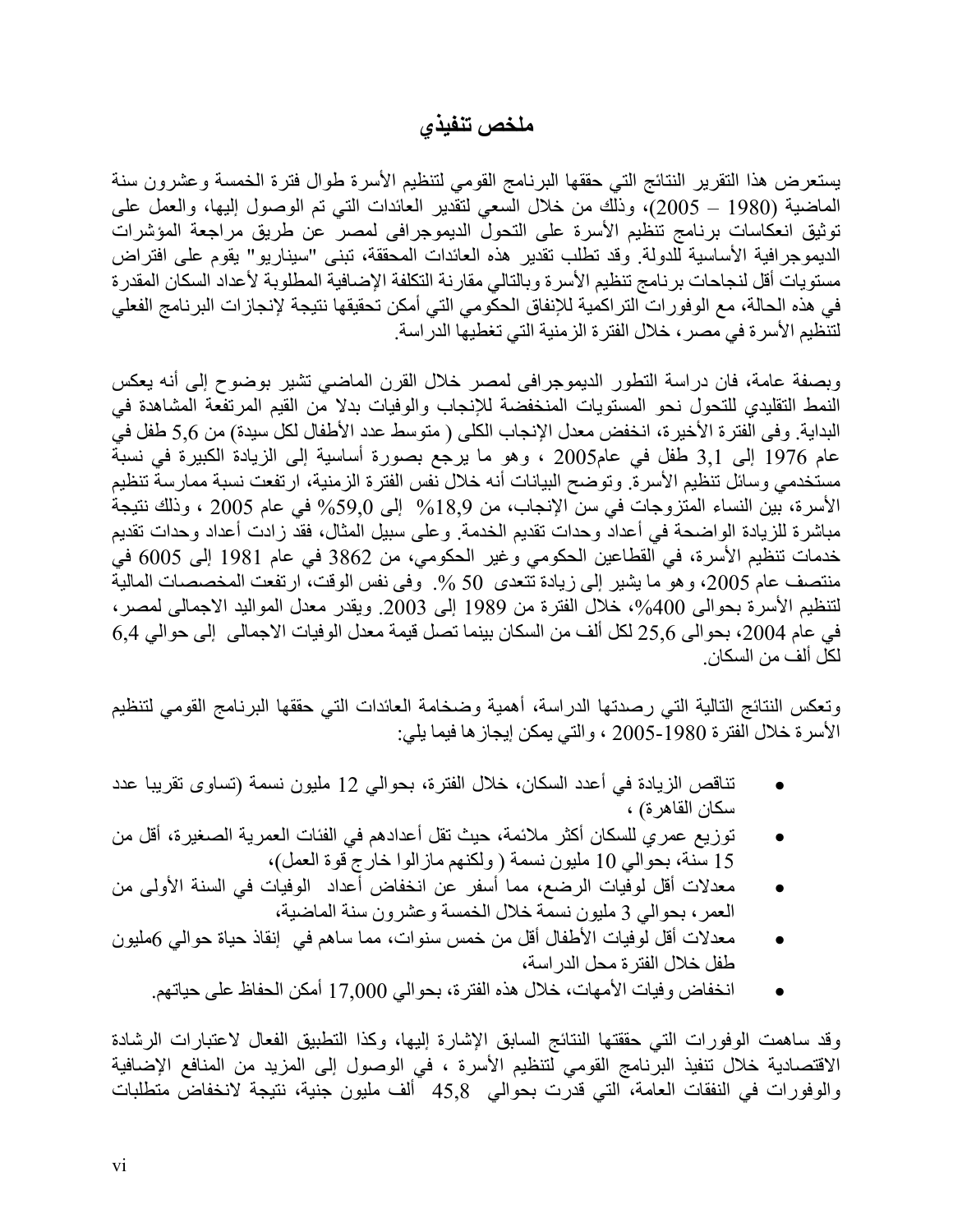# ملخص تنفيذي

يستعرض هذا التقرير النتائج التي حققها البرنامج القومي لتنظيم الأسرة طوال فترة الخمسة وعشرون سنة الماضية (1980 – 2005)، وذلك من خلال السعي لتقدير العائدات التي تم الوصول إليها، والعمل على توثيق انعكاسات برنامج تنظيم الأسرة على التحول الديموجرافى لمصر عن طريق مراجعة المؤشرات الديموجرافية الأساسية للدولة. وقد تطلب تقدير هذه العائدات المحققة، تبنى "سيناريو" يقوم على افتراض مستويات أقل لنجاحات برنامج تنظيم الأسرة وبالتالي مقارنة التكلفة الإضافية المطلوبة لأعداد السكان المقدرة في هذه الحالة، مع الوفورات التراكمية للإنفاق الحكومي التي أمكن تحقيقها نتيجة لإنجازات البرنامج الفعلي لتنظيم الأسرة في مصر، خلال الفترة الزمنية التي تغطيها الدراسة.

وبصفة عامة، فان دراسة التطور الديموجرافى لمصر خلال القرن الماضي تشير بوضوح إلى أنه يعكس النمط التقليدي للتحول نحو المستويات المنخفضة للإنجاب والوفيات بدلا من القيم المرتفعة المشاهدة في البداية. وفى الفترة الأخيرة، انخفض معدل الإنجاب الكلى ( متوسط عدد الأطفال لكل سيدة) من 5,6 طفل في عام 1976 إلى 3,1 طفل في عام2005 ، وهو ما يرجع بصورة أساسية إلى الزيادة الكبيرة في نسبة مستخدمي وسائل تنظيم الأسرة. وتوضح البيانات أنه خلال نفس الفترة الزمنية، ارتفعت نسبة ممارسة تنظيم الأسرة، بين النساء المتزوجات في سن الإنجاب، من 18,9% إلى 59,0% في عام 2005 ، وذلك نتيجة مباشرة للزيادة الواضحة في أعداد وحدات تقديم الخدمة. وعلى سبيل المثال، فقد زادت أعداد وحدات تقديم خدمات تنظيم الأسرة، في القطاعين الحكومي وغير الحكومي، من 3862 في عام 1981 إلى 6005 في منتصف عام 2005، وهو ما يشير إلى زيادة تتعدى 50 %. وفى نفس الوقت، ارتفعت المخصصات المالية لتنظيم الأسرة بحوالى 400%، خلال الفترة من 1989 إلى 2003. ويقدر معدل المواليد الاجمالى لمصر، في عام 2004، بحوالى 25,6 لكل ألف من السكان بينما تصل قيمة معدل الوفيات الاجمالى إلى حوالي 6,4 لكل ألف من السكان.

وتعكس النتائج التالية التي رصدتها الدراسة، أهمية وضخامة العائدات التي حققها البرنامج القومي لتنظيم الأسرة خلال الفترة 1980-2005 ، والتي يمكن إيجازها فيما يلي:

- تناقص الزيادة في أعدد السكان، خلال الفترة، بحوالي 12 مليون نسمة (تساوى تقريبا عدد سكان القاهرة) ،
- توزيع عمري للسكان أكثر ملائمة، حيث تقل أعدادهم في الفئات العمرية الصغيرة، أقل من 15 سنة، بحوالي 10 مليون نسمة ( ولكنهم مازالوا خارج قوة العمل)،
- معدلات أقل لوفيات الرضع، مما أسفر عن انخفاض أعداد الوفيات في السنة الأولى من العمر، بحوالي 3 مليون نسمة خلال الخمسة وعشرون سنة الماضية،
- معدلات أقل لوفيات الأطفال أقل من خمس سنوات، مما ساهم في إنقاذ حياة حوالي 6مليون طفل خلال الفترة محل الدراسة،
- انخفاض وفيات الأمهات، خلال هذه الفترة، بحوالي 17,000 أمكن الحفاظ على حياتهم.

وقد ساهمت الوفورات التي حققتها النتائج السابق الإشارة إليها، وكذا التطبيق الفعال لاعتبارات الرشادة الاقتصادية خلال تنفيذ البرنامج القومي لتنظيم الأسرة ، في الوصول إلى المزيد من المنافع الإضافية والوفورات في النفقات العامة، التي قدرت بحوالي 45,8 ألف مليون جنية، نتيجة لانخفاض متطلبات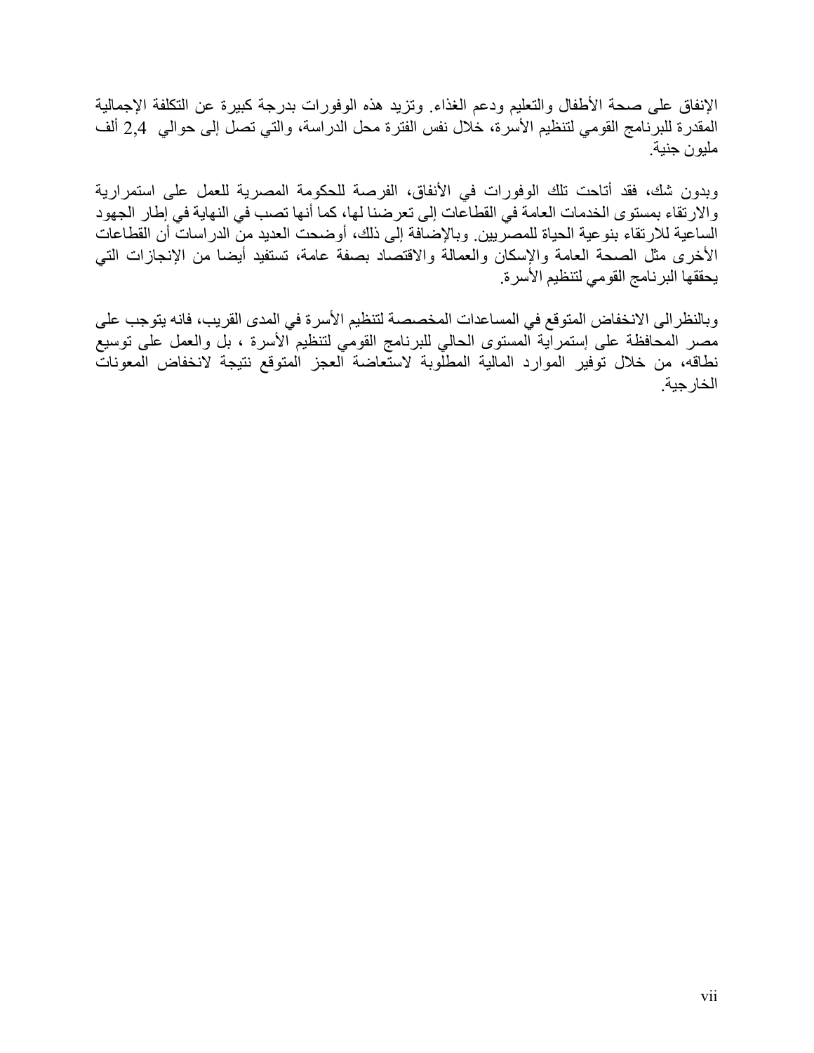الإنفاق على صحة الأطفال والتعليم ودعم الغذاء. وتزيد هذه الوفورات بدرجة كبيرة عن التكلفة الإجمالية المقدرة للبرنامج القومي لتنظيم الأسرة، خلال نفس الفترة محل الدراسة، والتي تصل إلى حوالي 2,4 ألف مليون جنية.

وبدون شك، فقد أتاحت تلك الوفورات في الأنفاق، الفرصة للحكومة المصرية للعمل على استمرارية والارتقاء بمستوى الخدمات العامة في القطاعات إلى تعرضنا لها، كما أنها تصب في النهاية في إطار الجهود الساعية للارتقاء بنوعية الحياة للمصريين. وبالإضافة إلى ذلك، أوضحت العديد من الدراسات أن القطاعات الأخرى مثل الصحة العامة والإسكان والعمالة والاقتصاد بصفة عامة، تستفيد أيضا من الإنجازات التي يحققها البرنامج القومي لتنظيم الأسرة.

وبالنظر الى الانخفاض المتوقع في المساعدات المخصصة لتنظيم الأسرة في المدى القريب، فانه يتوجب على مصر المحافظة على إستمرارية المستوى الحالي للبرنامج القومي لتنظيم الأسرة ، بل والعمل على توسيع نطاقه، من خلال توفير الموارد المالية المطلوبة لاستعاضة العجز المتوقع نتيجة لانخفاض المعونات الخارجية.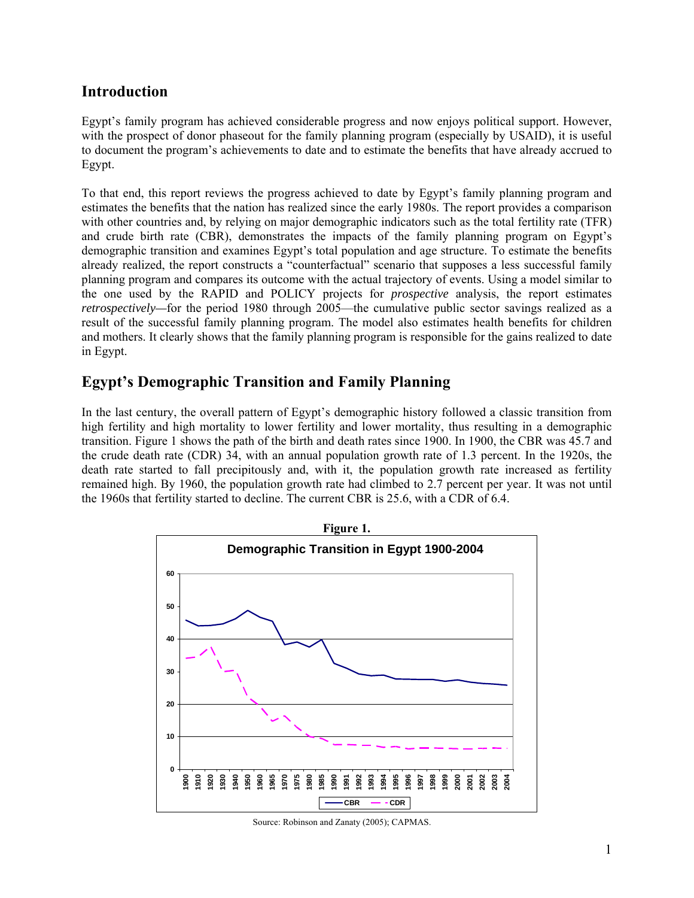## Introduction

Egypt's family program has achieved considerable progress and now enjoys political support. However, with the prospect of donor phaseout for the family planning program (especially by USAID), it is useful to document the program's achievements to date and to estimate the benefits that have already accrued to Egypt.

To that end, this report reviews the progress achieved to date by Egypt's family planning program and estimates the benefits that the nation has realized since the early 1980s. The report provides a comparison with other countries and, by relying on major demographic indicators such as the total fertility rate (TFR) and crude birth rate (CBR), demonstrates the impacts of the family planning program on Egypt's demographic transition and examines Egypt's total population and age structure. To estimate the benefits already realized, the report constructs a "counterfactual" scenario that supposes a less successful family planning program and compares its outcome with the actual trajectory of events. Using a model similar to the one used by the RAPID and POLICY projects for *prospective* analysis, the report estimates *retrospectively*—for the period 1980 through 2005—the cumulative public sector savings realized as a result of the successful family planning program. The model also estimates health benefits for children and mothers. It clearly shows that the family planning program is responsible for the gains realized to date in Egypt.

## Egypt's Demographic Transition and Family Planning

In the last century, the overall pattern of Egypt's demographic history followed a classic transition from high fertility and high mortality to lower fertility and lower mortality, thus resulting in a demographic transition. Figure 1 shows the path of the birth and death rates since 1900. In 1900, the CBR was 45.7 and the crude death rate (CDR) 34, with an annual population growth rate of 1.3 percent. In the 1920s, the death rate started to fall precipitously and, with it, the population growth rate increased as fertility remained high. By 1960, the population growth rate had climbed to 2.7 percent per year. It was not until the 1960s that fertility started to decline. The current CBR is 25.6, with a CDR of 6.4.

**Figure 1.**

**Demographic Transition in Egypt 1900-2004**

Source: Robinson and Zanaty (2005); CAPMAS.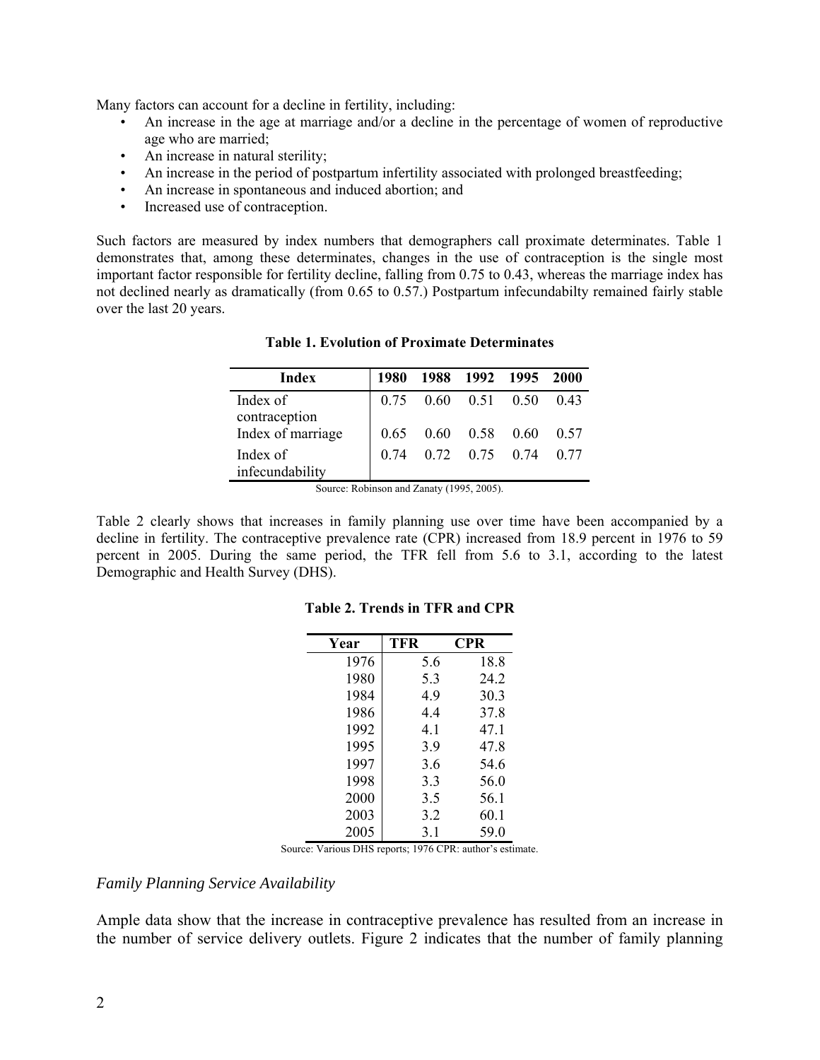Many factors can account for a decline in fertility, including:

- An increase in the age at marriage and/or a decline in the percentage of women of reproductive age who are married;
- An increase in natural sterility;
- An increase in the period of postpartum infertility associated with prolonged breastfeeding;
- An increase in spontaneous and induced abortion; and
- Increased use of contraception.

Such factors are measured by index numbers that demographers call proximate determinates. Table 1 demonstrates that, among these determinates, changes in the use of contraception is the single most important factor responsible for fertility decline, falling from 0.75 to 0.43, whereas the marriage index has not declined nearly as dramatically (from 0.65 to 0.57.) Postpartum infecundabilty remained fairly stable over the last 20 years.

**Table 1. Evolution of Proximate Determinates**

| Index | 1980 | 1988 | 1992 | 1995 | 2000 |
|---|---|---|---|---|---|
| Index of contraception | 0.75 | 0.60 | 0.51 | 0.50 | 0.43 |
| Index of marriage | 0.65 | 0.60 | 0.58 | 0.60 | 0.57 |
| Index of infecundability | 0.74 | 0.72 | 0.75 | 0.74 | 0.77 |

Source: Robinson and Zanaty (1995, 2005).

Table 2 clearly shows that increases in family planning use over time have been accompanied by a decline in fertility. The contraceptive prevalence rate (CPR) increased from 18.9 percent in 1976 to 59 percent in 2005. During the same period, the TFR fell from 5.6 to 3.1, according to the latest Demographic and Health Survey (DHS).

**Table 2. Trends in TFR and CPR**

| Year | TFR | CPR |
|---|---|---|
| 1976 | 5.6 | 18.8 |
| 1980 | 5.3 | 24.2 |
| 1984 | 4.9 | 30.3 |
| 1986 | 4.4 | 37.8 |
| 1992 | 4.1 | 47.1 |
| 1995 | 3.9 | 47.8 |
| 1997 | 3.6 | 54.6 |
| 1998 | 3.3 | 56.0 |
| 2000 | 3.5 | 56.1 |
| 2003 | 3.2 | 60.1 |
| 2005 | 3.1 | 59.0 |

Source: Various DHS reports; 1976 CPR: author's estimate.

*Family Planning Service Availability*

Ample data show that the increase in contraceptive prevalence has resulted from an increase in the number of service delivery outlets. Figure 2 indicates that the number of family planning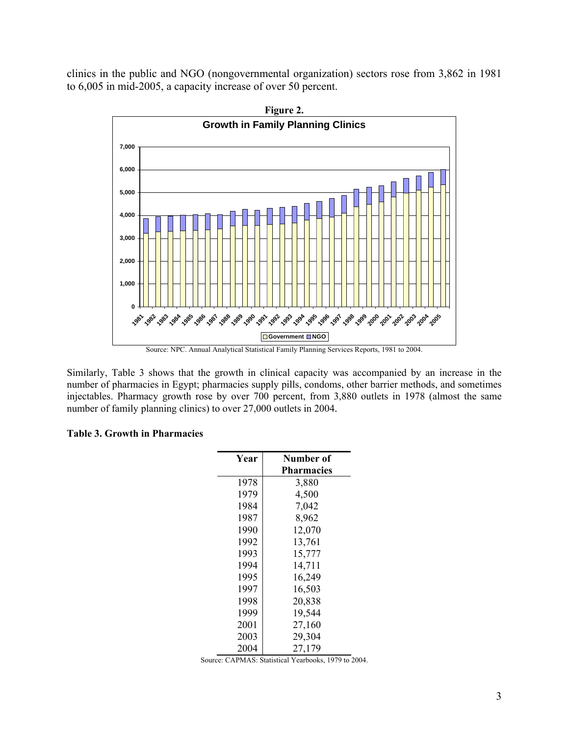clinics in the public and NGO (nongovernmental organization) sectors rose from 3,862 in 1981 to 6,005 in mid-2005, a capacity increase of over 50 percent.

**Figure 2.**

Source: NPC. Annual Analytical Statistical Family Planning Services Reports, 1981 to 2004.

Similarly, Table 3 shows that the growth in clinical capacity was accompanied by an increase in the number of pharmacies in Egypt; pharmacies supply pills, condoms, other barrier methods, and sometimes injectables. Pharmacy growth rose by over 700 percent, from 3,880 outlets in 1978 (almost the same number of family planning clinics) to over 27,000 outlets in 2004.

**Table 3. Growth in Pharmacies**

| Year | Number of Pharmacies |
|---|---|
| 1978 | 3,880 |
| 1979 | 4,500 |
| 1984 | 7,042 |
| 1987 | 8,962 |
| 1990 | 12,070 |
| 1992 | 13,761 |
| 1993 | 15,777 |
| 1994 | 14,711 |
| 1995 | 16,249 |
| 1997 | 16,503 |
| 1998 | 20,838 |
| 1999 | 19,544 |
| 2001 | 27,160 |
| 2003 | 29,304 |
| 2004 | 27,179 |

Source: CAPMAS: Statistical Yearbooks, 1979 to 2004.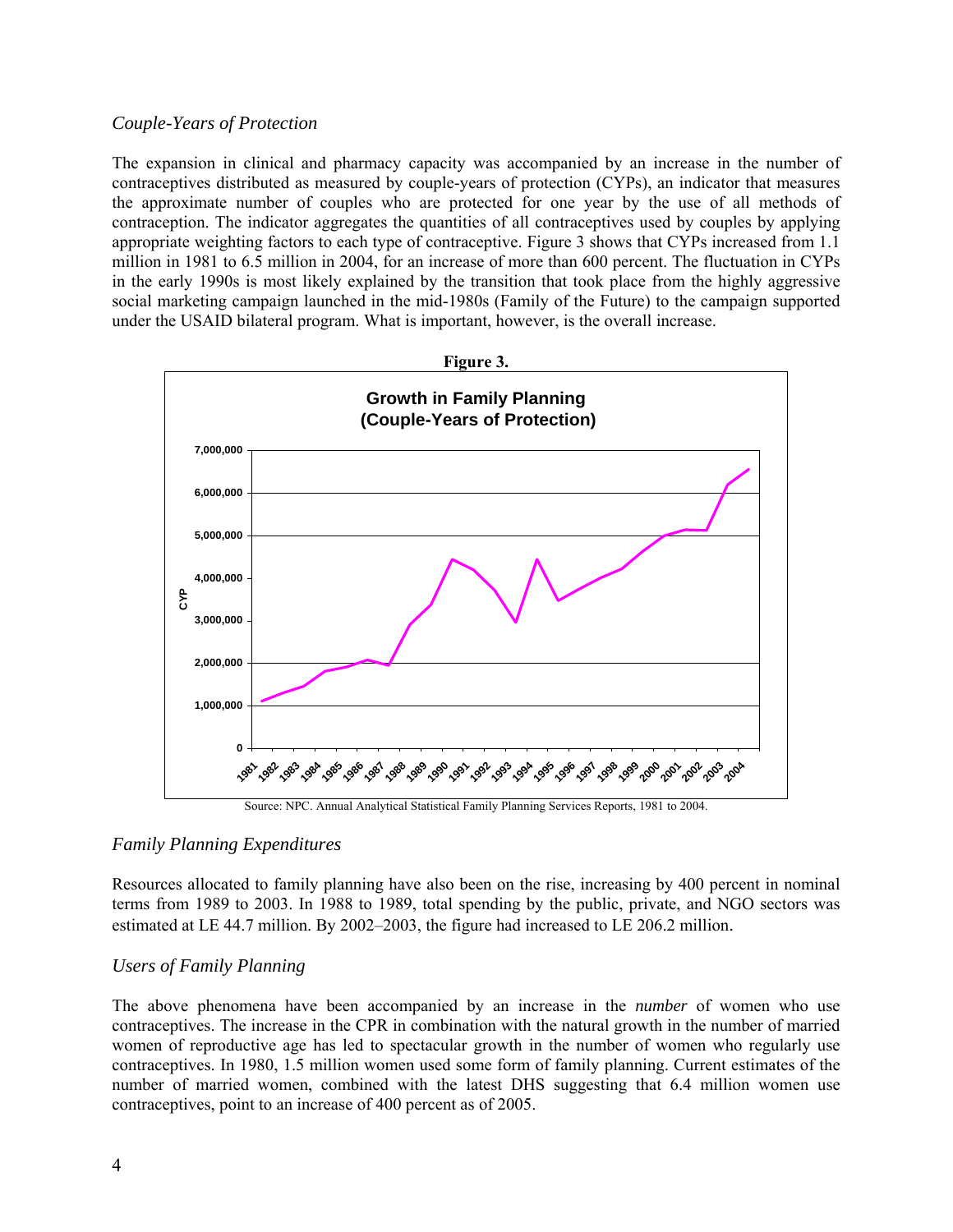### *Couple-Years of Protection*

The expansion in clinical and pharmacy capacity was accompanied by an increase in the number of contraceptives distributed as measured by couple-years of protection (CYPs), an indicator that measures the approximate number of couples who are protected for one year by the use of all methods of contraception. The indicator aggregates the quantities of all contraceptives used by couples by applying appropriate weighting factors to each type of contraceptive. Figure 3 shows that CYPs increased from 1.1 million in 1981 to 6.5 million in 2004, for an increase of more than 600 percent. The fluctuation in CYPs in the early 1990s is most likely explained by the transition that took place from the highly aggressive social marketing campaign launched in the mid-1980s (Family of the Future) to the campaign supported under the USAID bilateral program. What is important, however, is the overall increase.

**Figure 3.**

**Growth in Family Planning (Couple-Years of Protection)**

Source: NPC. Annual Analytical Statistical Family Planning Services Reports, 1981 to 2004.

### *Family Planning Expenditures*

Resources allocated to family planning have also been on the rise, increasing by 400 percent in nominal terms from 1989 to 2003. In 1988 to 1989, total spending by the public, private, and NGO sectors was estimated at LE 44.7 million. By 2002–2003, the figure had increased to LE 206.2 million.

### *Users of Family Planning*

The above phenomena have been accompanied by an increase in the *number* of women who use contraceptives. The increase in the CPR in combination with the natural growth in the number of married women of reproductive age has led to spectacular growth in the number of women who regularly use contraceptives. In 1980, 1.5 million women used some form of family planning. Current estimates of the number of married women, combined with the latest DHS suggesting that 6.4 million women use contraceptives, point to an increase of 400 percent as of 2005.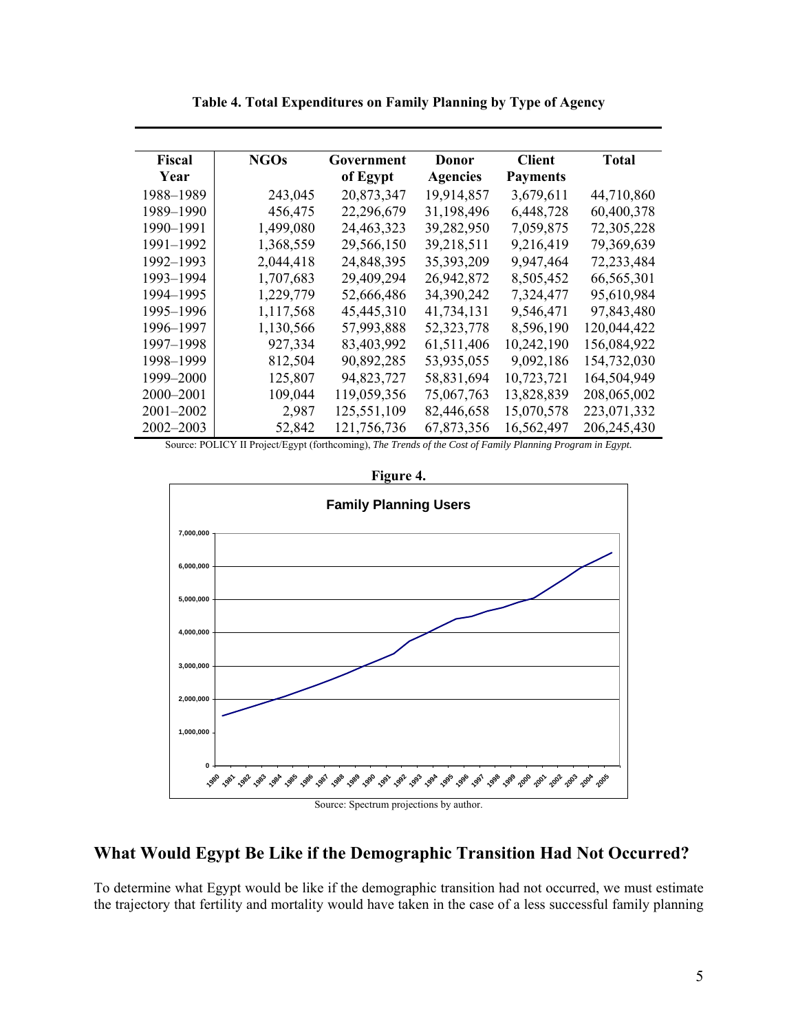**Table 4. Total Expenditures on Family Planning by Type of Agency**

| Fiscal Year | NGOs | Government of Egypt | Donor Agencies | Client Payments | Total |
|---|---|---|---|---|---|
| 1988–1989 | 243,045 | 20,873,347 | 19,914,857 | 3,679,611 | 44,710,860 |
| 1989–1990 | 456,475 | 22,296,679 | 31,198,496 | 6,448,728 | 60,400,378 |
| 1990–1991 | 1,499,080 | 24,463,323 | 39,282,950 | 7,059,875 | 72,305,228 |
| 1991–1992 | 1,368,559 | 29,566,150 | 39,218,511 | 9,216,419 | 79,369,639 |
| 1992–1993 | 2,044,418 | 24,848,395 | 35,393,209 | 9,947,464 | 72,233,484 |
| 1993–1994 | 1,707,683 | 29,409,294 | 26,942,872 | 8,505,452 | 66,565,301 |
| 1994–1995 | 1,229,779 | 52,666,486 | 34,390,242 | 7,324,477 | 95,610,984 |
| 1995–1996 | 1,117,568 | 45,445,310 | 41,734,131 | 9,546,471 | 97,843,480 |
| 1996–1997 | 1,130,566 | 57,993,888 | 52,323,778 | 8,596,190 | 120,044,422 |
| 1997–1998 | 927,334 | 83,403,992 | 61,511,406 | 10,242,190 | 156,084,922 |
| 1998–1999 | 812,504 | 90,892,285 | 53,935,055 | 9,092,186 | 154,732,030 |
| 1999–2000 | 125,807 | 94,823,727 | 58,831,694 | 10,723,721 | 164,504,949 |
| 2000–2001 | 109,044 | 119,059,356 | 75,067,763 | 13,828,839 | 208,065,002 |
| 2001–2002 | 2,987 | 125,551,109 | 82,446,658 | 15,070,578 | 223,071,332 |
| 2002–2003 | 52,842 | 121,756,736 | 67,873,356 | 16,562,497 | 206,245,430 |

Source: POLICY II Project/Egypt (forthcoming), *The Trends of the Cost of Family Planning Program in Egypt.*

**Figure 4.**

Source: Spectrum projections by author.

## What Would Egypt Be Like if the Demographic Transition Had Not Occurred?

To determine what Egypt would be like if the demographic transition had not occurred, we must estimate the trajectory that fertility and mortality would have taken in the case of a less successful family planning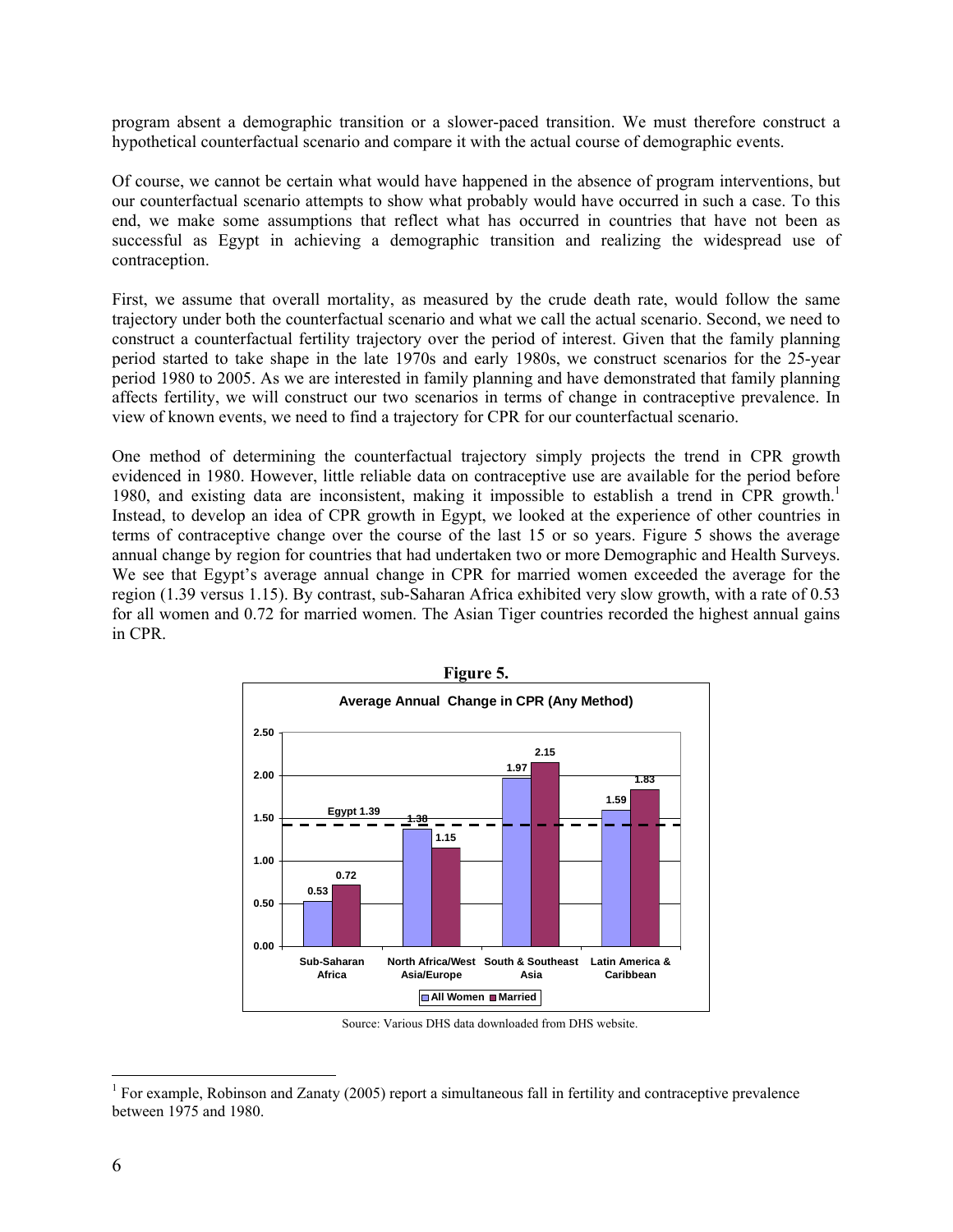program absent a demographic transition or a slower-paced transition. We must therefore construct a hypothetical counterfactual scenario and compare it with the actual course of demographic events.

Of course, we cannot be certain what would have happened in the absence of program interventions, but our counterfactual scenario attempts to show what probably would have occurred in such a case. To this end, we make some assumptions that reflect what has occurred in countries that have not been as successful as Egypt in achieving a demographic transition and realizing the widespread use of contraception.

First, we assume that overall mortality, as measured by the crude death rate, would follow the same trajectory under both the counterfactual scenario and what we call the actual scenario. Second, we need to construct a counterfactual fertility trajectory over the period of interest. Given that the family planning period started to take shape in the late 1970s and early 1980s, we construct scenarios for the 25-year period 1980 to 2005. As we are interested in family planning and have demonstrated that family planning affects fertility, we will construct our two scenarios in terms of change in contraceptive prevalence. In view of known events, we need to find a trajectory for CPR for our counterfactual scenario.

One method of determining the counterfactual trajectory simply projects the trend in CPR growth evidenced in 1980. However, little reliable data on contraceptive use are available for the period before 1980, and existing data are inconsistent, making it impossible to establish a trend in CPR growth.[1] Instead, to develop an idea of CPR growth in Egypt, we looked at the experience of other countries in terms of contraceptive change over the course of the last 15 or so years. Figure 5 shows the average annual change by region for countries that had undertaken two or more Demographic and Health Surveys. We see that Egypt's average annual change in CPR for married women exceeded the average for the region (1.39 versus 1.15). By contrast, sub-Saharan Africa exhibited very slow growth, with a rate of 0.53 for all women and 0.72 for married women. The Asian Tiger countries recorded the highest annual gains in CPR.

**Figure 5.**

Average Annual Change in CPR (Any Method)

| Region | All Women | Married |
|---|---|---|
| Sub-Saharan Africa | 0.53 | 0.72 |
| North Africa/West Asia/Europe | 1.38 | 1.15 |
| South & Southeast Asia | 1.97 | 2.15 |
| Latin America & Caribbean | 1.59 | 1.83 |

Egypt 1.39

Source: Various DHS data downloaded from DHS website.

[1] For example, Robinson and Zanaty (2005) report a simultaneous fall in fertility and contraceptive prevalence between 1975 and 1980.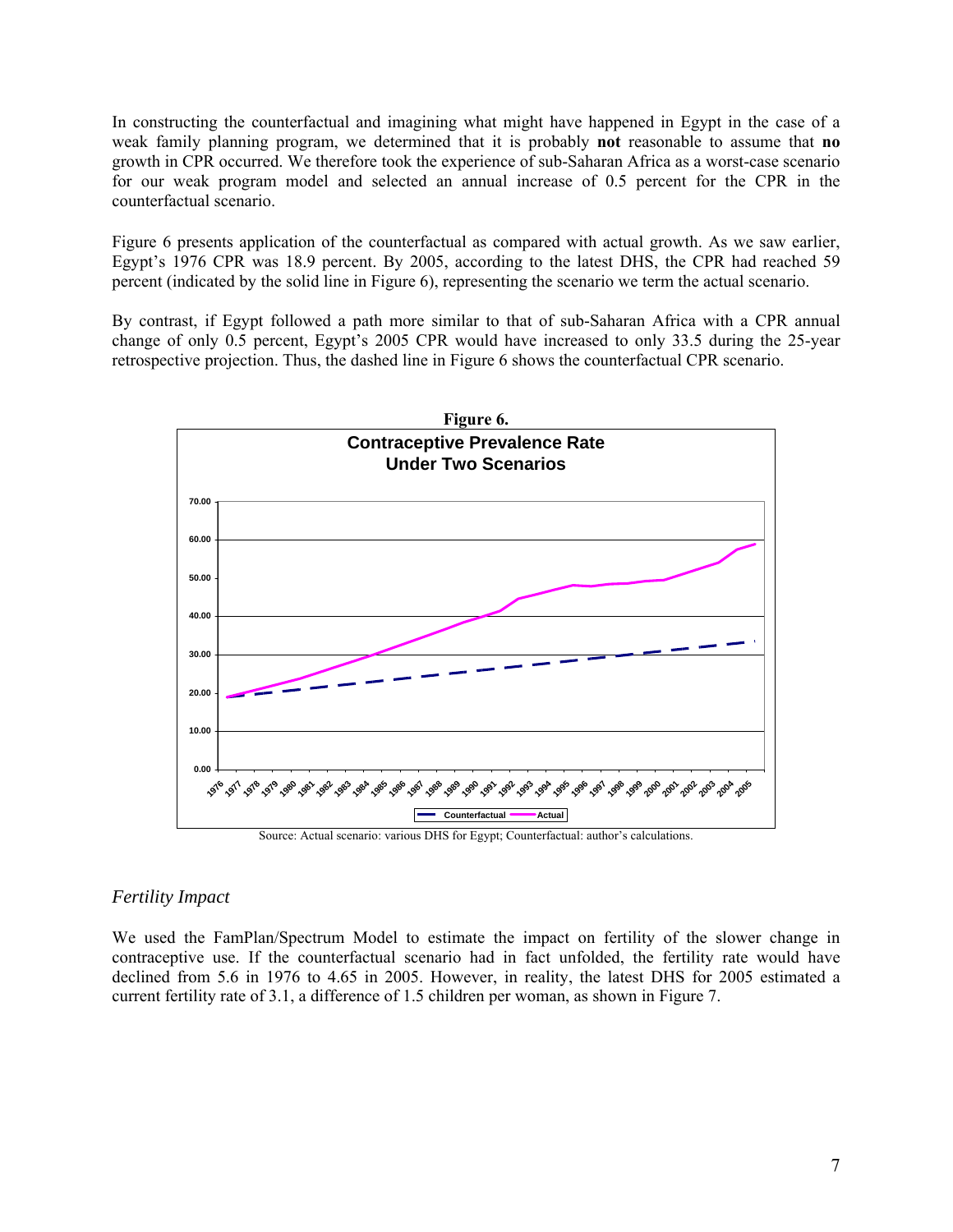In constructing the counterfactual and imagining what might have happened in Egypt in the case of a weak family planning program, we determined that it is probably **not** reasonable to assume that **no** growth in CPR occurred. We therefore took the experience of sub-Saharan Africa as a worst-case scenario for our weak program model and selected an annual increase of 0.5 percent for the CPR in the counterfactual scenario.

Figure 6 presents application of the counterfactual as compared with actual growth. As we saw earlier, Egypt's 1976 CPR was 18.9 percent. By 2005, according to the latest DHS, the CPR had reached 59 percent (indicated by the solid line in Figure 6), representing the scenario we term the actual scenario.

By contrast, if Egypt followed a path more similar to that of sub-Saharan Africa with a CPR annual change of only 0.5 percent, Egypt's 2005 CPR would have increased to only 33.5 during the 25-year retrospective projection. Thus, the dashed line in Figure 6 shows the counterfactual CPR scenario.

**Figure 6.**

**Contraceptive Prevalence Rate Under Two Scenarios**

Source: Actual scenario: various DHS for Egypt; Counterfactual: author's calculations.

### *Fertility Impact*

We used the FamPlan/Spectrum Model to estimate the impact on fertility of the slower change in contraceptive use. If the counterfactual scenario had in fact unfolded, the fertility rate would have declined from 5.6 in 1976 to 4.65 in 2005. However, in reality, the latest DHS for 2005 estimated a current fertility rate of 3.1, a difference of 1.5 children per woman, as shown in Figure 7.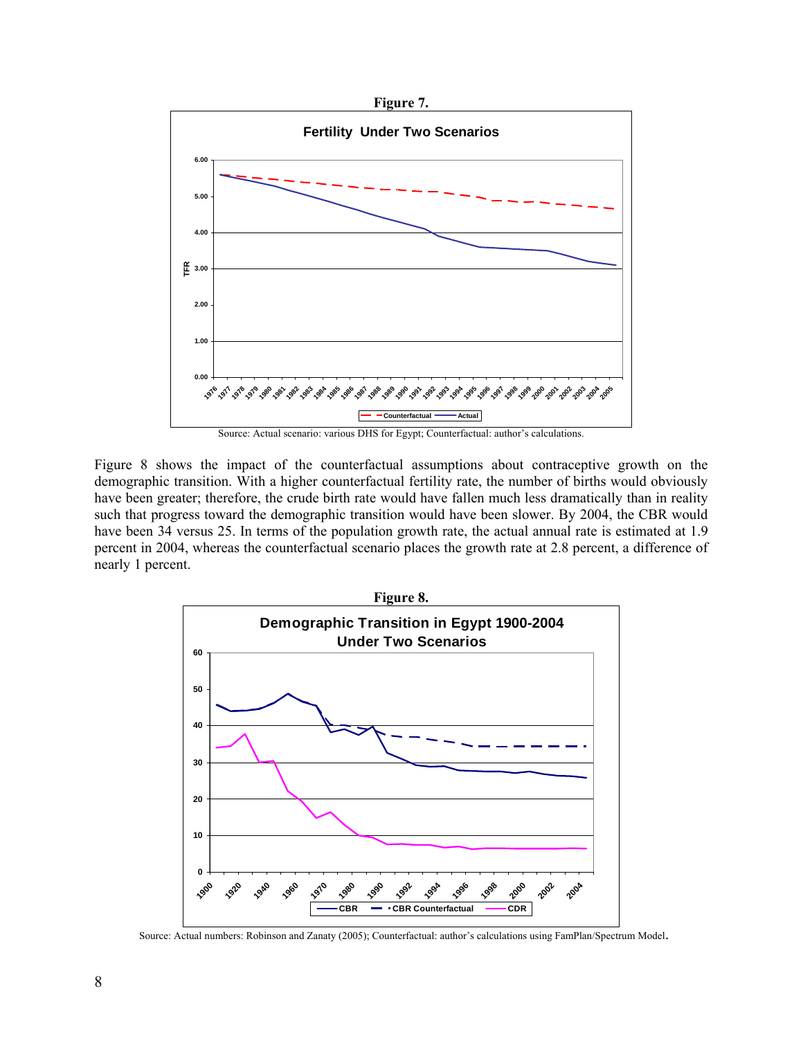**Figure 7.**

Source: Actual scenario: various DHS for Egypt; Counterfactual: author's calculations.

Figure 8 shows the impact of the counterfactual assumptions about contraceptive growth on the demographic transition. With a higher counterfactual fertility rate, the number of births would obviously have been greater; therefore, the crude birth rate would have fallen much less dramatically than in reality such that progress toward the demographic transition would have been slower. By 2004, the CBR would have been 34 versus 25. In terms of the population growth rate, the actual annual rate is estimated at 1.9 percent in 2004, whereas the counterfactual scenario places the growth rate at 2.8 percent, a difference of nearly 1 percent.

**Figure 8.**

Source: Actual numbers: Robinson and Zanaty (2005); Counterfactual: author's calculations using FamPlan/Spectrum Model.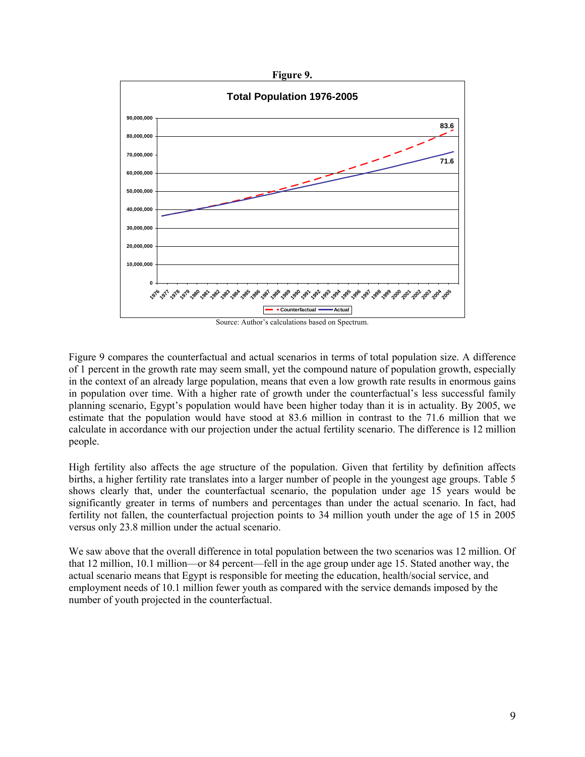**Figure 9.**

Source: Author's calculations based on Spectrum.

Figure 9 compares the counterfactual and actual scenarios in terms of total population size. A difference of 1 percent in the growth rate may seem small, yet the compound nature of population growth, especially in the context of an already large population, means that even a low growth rate results in enormous gains in population over time. With a higher rate of growth under the counterfactual's less successful family planning scenario, Egypt's population would have been higher today than it is in actuality. By 2005, we estimate that the population would have stood at 83.6 million in contrast to the 71.6 million that we calculate in accordance with our projection under the actual fertility scenario. The difference is 12 million people.

High fertility also affects the age structure of the population. Given that fertility by definition affects births, a higher fertility rate translates into a larger number of people in the youngest age groups. Table 5 shows clearly that, under the counterfactual scenario, the population under age 15 years would be significantly greater in terms of numbers and percentages than under the actual scenario. In fact, had fertility not fallen, the counterfactual projection points to 34 million youth under the age of 15 in 2005 versus only 23.8 million under the actual scenario.

We saw above that the overall difference in total population between the two scenarios was 12 million. Of that 12 million, 10.1 million—or 84 percent—fell in the age group under age 15. Stated another way, the actual scenario means that Egypt is responsible for meeting the education, health/social service, and employment needs of 10.1 million fewer youth as compared with the service demands imposed by the number of youth projected in the counterfactual.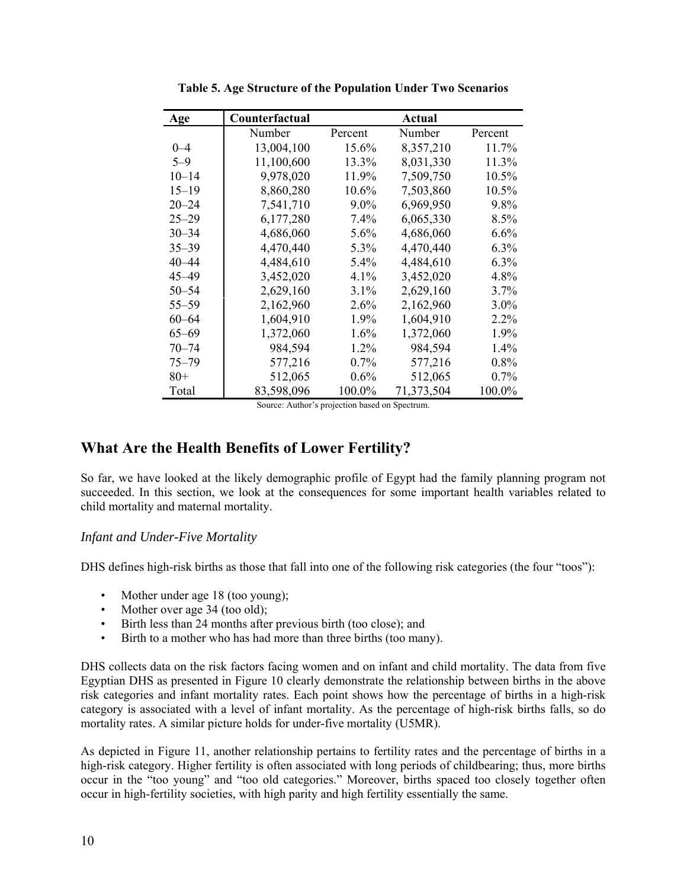**Table 5. Age Structure of the Population Under Two Scenarios**

| Age | Counterfactual | | Actual | |
|---|---|---|---|---|
| | Number | Percent | Number | Percent |
| 0–4 | 13,004,100 | 15.6% | 8,357,210 | 11.7% |
| 5–9 | 11,100,600 | 13.3% | 8,031,330 | 11.3% |
| 10–14 | 9,978,020 | 11.9% | 7,509,750 | 10.5% |
| 15–19 | 8,860,280 | 10.6% | 7,503,860 | 10.5% |
| 20–24 | 7,541,710 | 9.0% | 6,969,950 | 9.8% |
| 25–29 | 6,177,280 | 7.4% | 6,065,330 | 8.5% |
| 30–34 | 4,686,060 | 5.6% | 4,686,060 | 6.6% |
| 35–39 | 4,470,440 | 5.3% | 4,470,440 | 6.3% |
| 40–44 | 4,484,610 | 5.4% | 4,484,610 | 6.3% |
| 45–49 | 3,452,020 | 4.1% | 3,452,020 | 4.8% |
| 50–54 | 2,629,160 | 3.1% | 2,629,160 | 3.7% |
| 55–59 | 2,162,960 | 2.6% | 2,162,960 | 3.0% |
| 60–64 | 1,604,910 | 1.9% | 1,604,910 | 2.2% |
| 65–69 | 1,372,060 | 1.6% | 1,372,060 | 1.9% |
| 70–74 | 984,594 | 1.2% | 984,594 | 1.4% |
| 75–79 | 577,216 | 0.7% | 577,216 | 0.8% |
| 80+ | 512,065 | 0.6% | 512,065 | 0.7% |
| Total | 83,598,096 | 100.0% | 71,373,504 | 100.0% |

Source: Author's projection based on Spectrum.

## What Are the Health Benefits of Lower Fertility?

So far, we have looked at the likely demographic profile of Egypt had the family planning program not succeeded. In this section, we look at the consequences for some important health variables related to child mortality and maternal mortality.

### *Infant and Under-Five Mortality*

DHS defines high-risk births as those that fall into one of the following risk categories (the four "toos"):

- Mother under age 18 (too young);
- Mother over age 34 (too old);
- Birth less than 24 months after previous birth (too close); and
- Birth to a mother who has had more than three births (too many).

DHS collects data on the risk factors facing women and on infant and child mortality. The data from five Egyptian DHS as presented in Figure 10 clearly demonstrate the relationship between births in the above risk categories and infant mortality rates. Each point shows how the percentage of births in a high-risk category is associated with a level of infant mortality. As the percentage of high-risk births falls, so do mortality rates. A similar picture holds for under-five mortality (U5MR).

As depicted in Figure 11, another relationship pertains to fertility rates and the percentage of births in a high-risk category. Higher fertility is often associated with long periods of childbearing; thus, more births occur in the "too young" and "too old categories." Moreover, births spaced too closely together often occur in high-fertility societies, with high parity and high fertility essentially the same.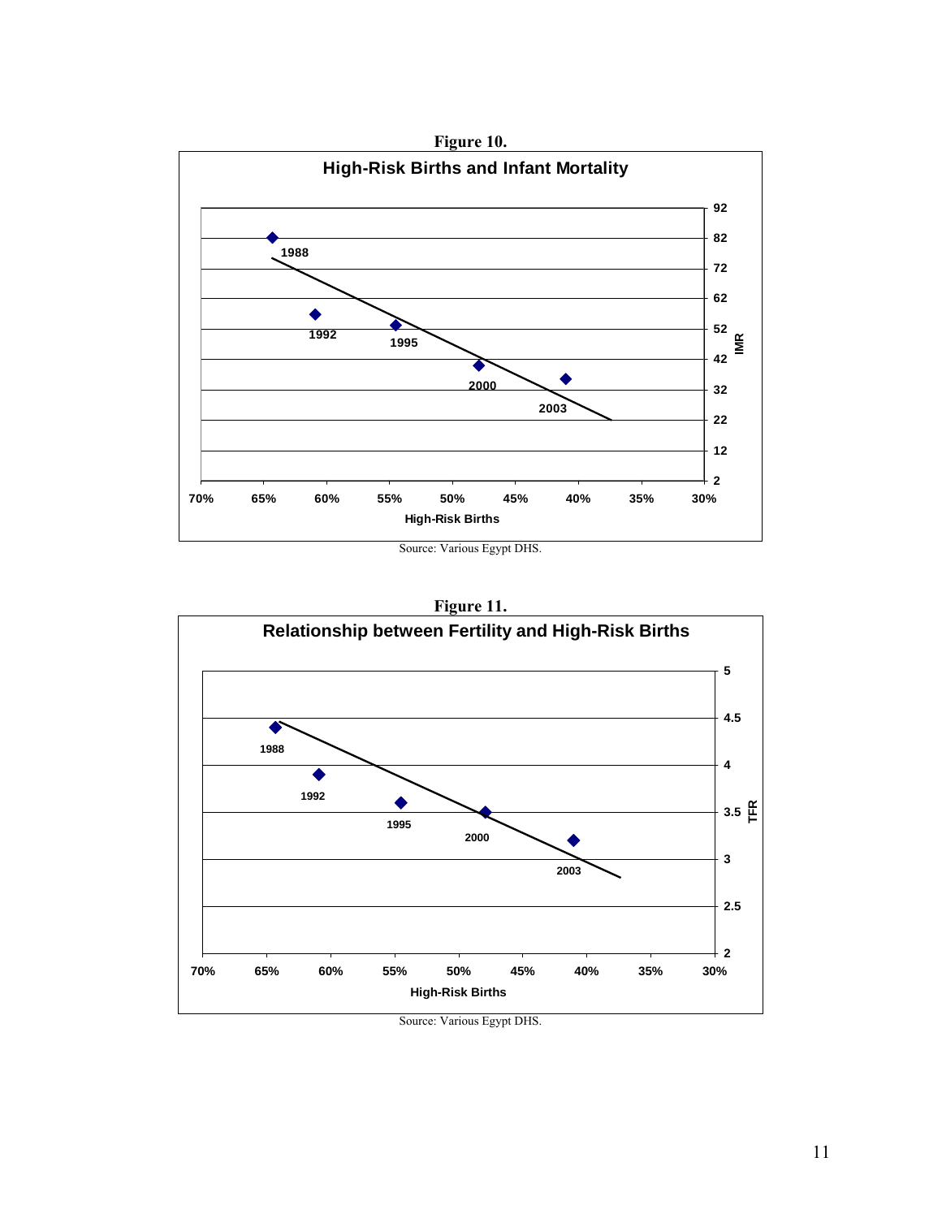**Figure 10.**

**High-Risk Births and Infant Mortality**

Source: Various Egypt DHS.

**Figure 11.**

**Relationship between Fertility and High-Risk Births**

Source: Various Egypt DHS.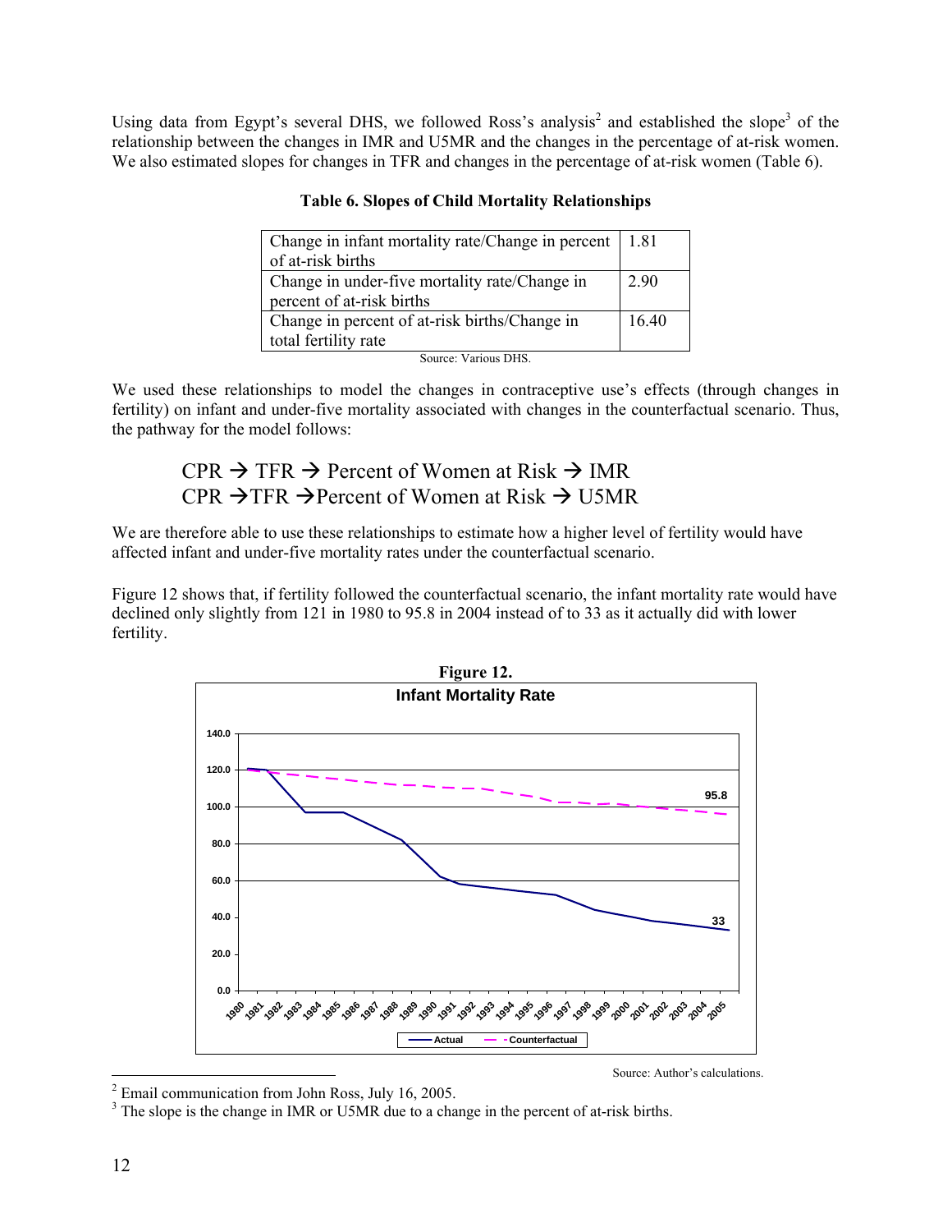Using data from Egypt's several DHS, we followed Ross's analysis[2] and established the slope[3] of the relationship between the changes in IMR and U5MR and the changes in the percentage of at-risk women. We also estimated slopes for changes in TFR and changes in the percentage of at-risk women (Table 6).

**Table 6. Slopes of Child Mortality Relationships**

| | |
|---|---|
| Change in infant mortality rate/Change in percent of at-risk births | 1.81 |
| Change in under-five mortality rate/Change in percent of at-risk births | 2.90 |
| Change in percent of at-risk births/Change in total fertility rate | 16.40 |

Source: Various DHS.

We used these relationships to model the changes in contraceptive use's effects (through changes in fertility) on infant and under-five mortality associated with changes in the counterfactual scenario. Thus, the pathway for the model follows:

CPR → TFR → Percent of Women at Risk → IMR
CPR → TFR → Percent of Women at Risk → U5MR

We are therefore able to use these relationships to estimate how a higher level of fertility would have affected infant and under-five mortality rates under the counterfactual scenario.

Figure 12 shows that, if fertility followed the counterfactual scenario, the infant mortality rate would have declined only slightly from 121 in 1980 to 95.8 in 2004 instead of to 33 as it actually did with lower fertility.

**Figure 12.**

Source: Author's calculations.

[2] Email communication from John Ross, July 16, 2005.

[3] The slope is the change in IMR or U5MR due to a change in the percent of at-risk births.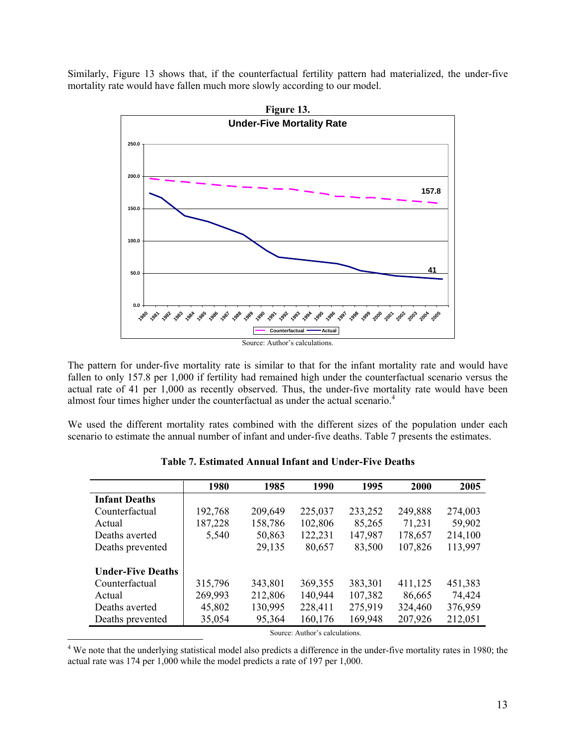Similarly, Figure 13 shows that, if the counterfactual fertility pattern had materialized, the under-five mortality rate would have fallen much more slowly according to our model.

**Figure 13.**

Source: Author's calculations.

The pattern for under-five mortality rate is similar to that for the infant mortality rate and would have fallen to only 157.8 per 1,000 if fertility had remained high under the counterfactual scenario versus the actual rate of 41 per 1,000 as recently observed. Thus, the under-five mortality rate would have been almost four times higher under the counterfactual as under the actual scenario.[4]

We used the different mortality rates combined with the different sizes of the population under each scenario to estimate the annual number of infant and under-five deaths. Table 7 presents the estimates.

**Table 7. Estimated Annual Infant and Under-Five Deaths**

| | 1980 | 1985 | 1990 | 1995 | 2000 | 2005 |
|---|---|---|---|---|---|---|
| **Infant Deaths** | | | | | | |
| Counterfactual | 192,768 | 209,649 | 225,037 | 233,252 | 249,888 | 274,003 |
| Actual | 187,228 | 158,786 | 102,806 | 85,265 | 71,231 | 59,902 |
| Deaths averted | 5,540 | 50,863 | 122,231 | 147,987 | 178,657 | 214,100 |
| Deaths prevented | | 29,135 | 80,657 | 83,500 | 107,826 | 113,997 |
| **Under-Five Deaths** | | | | | | |
| Counterfactual | 315,796 | 343,801 | 369,355 | 383,301 | 411,125 | 451,383 |
| Actual | 269,993 | 212,806 | 140,944 | 107,382 | 86,665 | 74,424 |
| Deaths averted | 45,802 | 130,995 | 228,411 | 275,919 | 324,460 | 376,959 |
| Deaths prevented | 35,054 | 95,364 | 160,176 | 169,948 | 207,926 | 212,051 |

Source: Author's calculations.

[4] We note that the underlying statistical model also predicts a difference in the under-five mortality rates in 1980; the actual rate was 174 per 1,000 while the model predicts a rate of 197 per 1,000.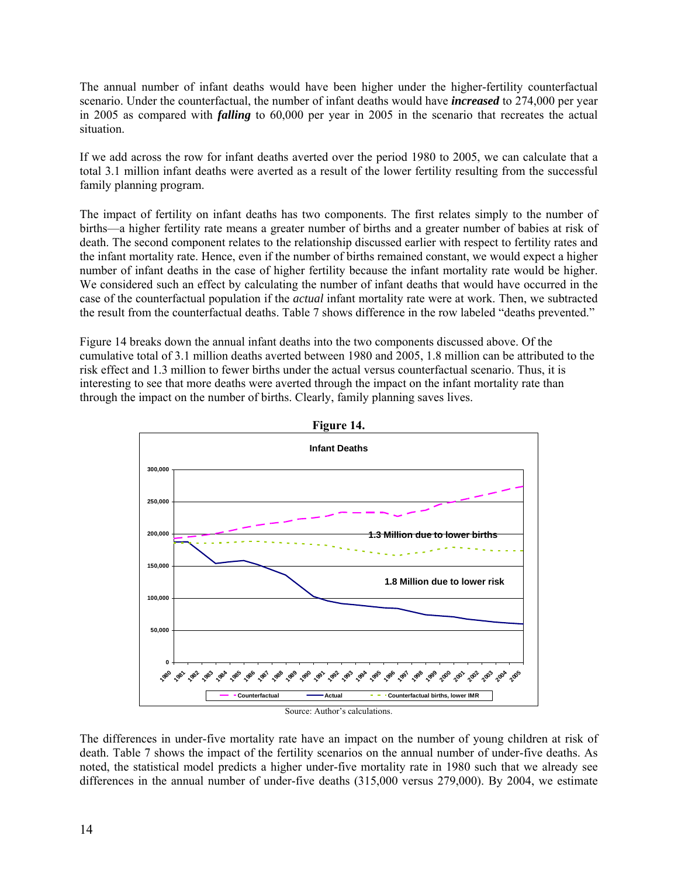The annual number of infant deaths would have been higher under the higher-fertility counterfactual scenario. Under the counterfactual, the number of infant deaths would have ***increased*** to 274,000 per year in 2005 as compared with ***falling*** to 60,000 per year in 2005 in the scenario that recreates the actual situation.

If we add across the row for infant deaths averted over the period 1980 to 2005, we can calculate that a total 3.1 million infant deaths were averted as a result of the lower fertility resulting from the successful family planning program.

The impact of fertility on infant deaths has two components. The first relates simply to the number of births—a higher fertility rate means a greater number of births and a greater number of babies at risk of death. The second component relates to the relationship discussed earlier with respect to fertility rates and the infant mortality rate. Hence, even if the number of births remained constant, we would expect a higher number of infant deaths in the case of higher fertility because the infant mortality rate would be higher. We considered such an effect by calculating the number of infant deaths that would have occurred in the case of the counterfactual population if the *actual* infant mortality rate were at work. Then, we subtracted the result from the counterfactual deaths. Table 7 shows difference in the row labeled "deaths prevented."

Figure 14 breaks down the annual infant deaths into the two components discussed above. Of the cumulative total of 3.1 million deaths averted between 1980 and 2005, 1.8 million can be attributed to the risk effect and 1.3 million to fewer births under the actual versus counterfactual scenario. Thus, it is interesting to see that more deaths were averted through the impact on the infant mortality rate than through the impact on the number of births. Clearly, family planning saves lives.

**Figure 14.**

Infant Deaths

1.3 Million due to lower births

1.8 Million due to lower risk

Counterfactual | Actual | Counterfactual births, lower IMR

Source: Author's calculations.

The differences in under-five mortality rate have an impact on the number of young children at risk of death. Table 7 shows the impact of the fertility scenarios on the annual number of under-five deaths. As noted, the statistical model predicts a higher under-five mortality rate in 1980 such that we already see differences in the annual number of under-five deaths (315,000 versus 279,000). By 2004, we estimate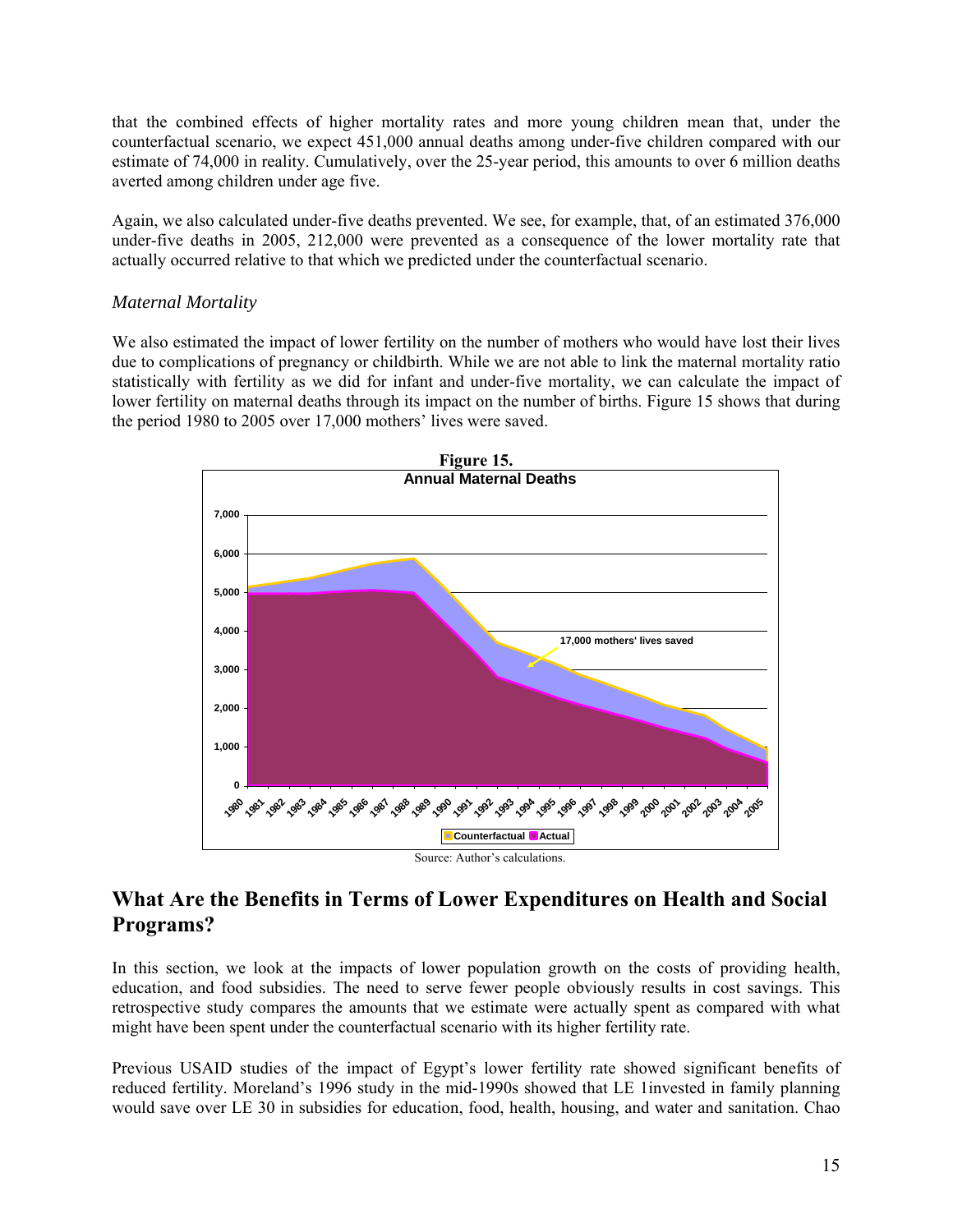that the combined effects of higher mortality rates and more young children mean that, under the counterfactual scenario, we expect 451,000 annual deaths among under-five children compared with our estimate of 74,000 in reality. Cumulatively, over the 25-year period, this amounts to over 6 million deaths averted among children under age five.

Again, we also calculated under-five deaths prevented. We see, for example, that, of an estimated 376,000 under-five deaths in 2005, 212,000 were prevented as a consequence of the lower mortality rate that actually occurred relative to that which we predicted under the counterfactual scenario.

*Maternal Mortality*

We also estimated the impact of lower fertility on the number of mothers who would have lost their lives due to complications of pregnancy or childbirth. While we are not able to link the maternal mortality ratio statistically with fertility as we did for infant and under-five mortality, we can calculate the impact of lower fertility on maternal deaths through its impact on the number of births. Figure 15 shows that during the period 1980 to 2005 over 17,000 mothers' lives were saved.

**Figure 15.**

**Annual Maternal Deaths**

Source: Author's calculations.

## What Are the Benefits in Terms of Lower Expenditures on Health and Social Programs?

In this section, we look at the impacts of lower population growth on the costs of providing health, education, and food subsidies. The need to serve fewer people obviously results in cost savings. This retrospective study compares the amounts that we estimate were actually spent as compared with what might have been spent under the counterfactual scenario with its higher fertility rate.

Previous USAID studies of the impact of Egypt's lower fertility rate showed significant benefits of reduced fertility. Moreland's 1996 study in the mid-1990s showed that LE 1invested in family planning would save over LE 30 in subsidies for education, food, health, housing, and water and sanitation. Chao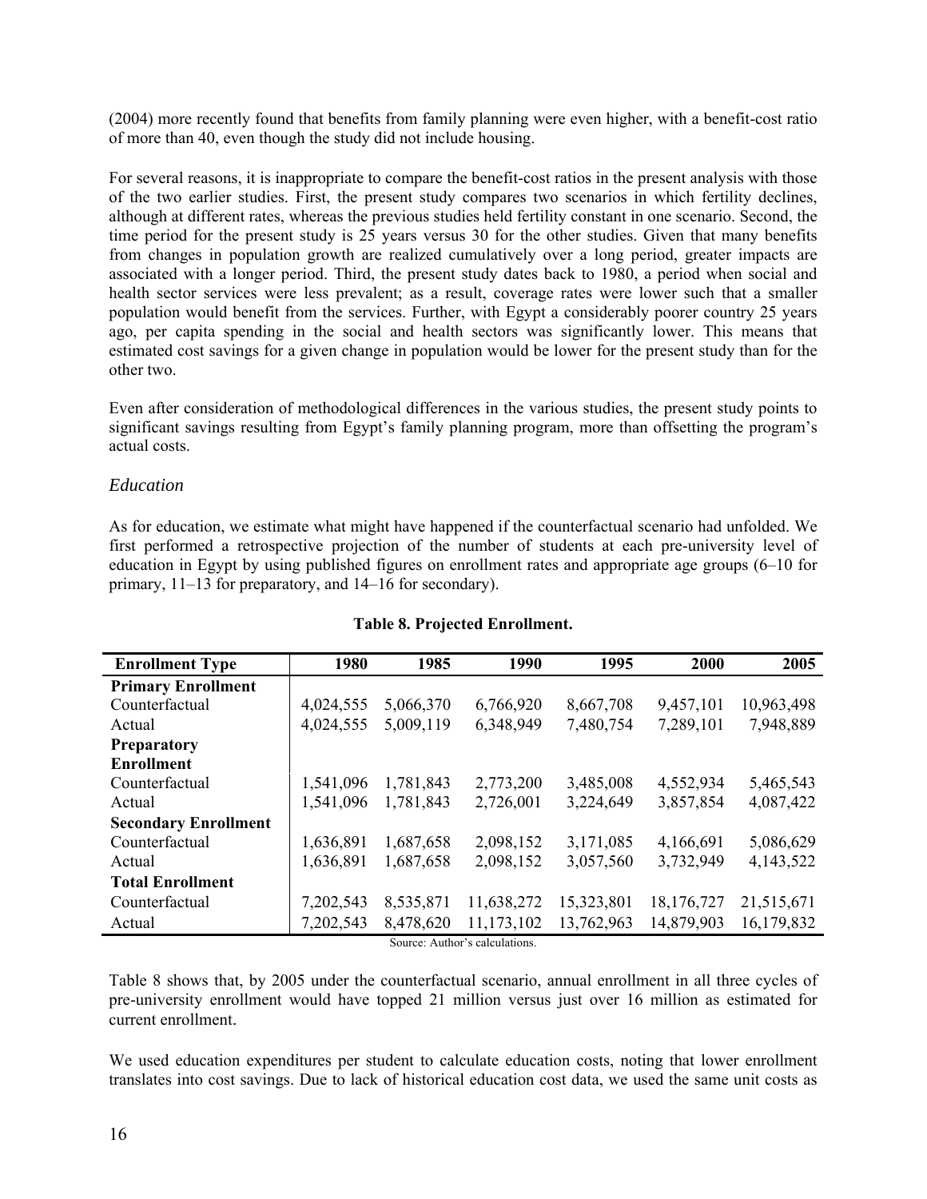(2004) more recently found that benefits from family planning were even higher, with a benefit-cost ratio of more than 40, even though the study did not include housing.

For several reasons, it is inappropriate to compare the benefit-cost ratios in the present analysis with those of the two earlier studies. First, the present study compares two scenarios in which fertility declines, although at different rates, whereas the previous studies held fertility constant in one scenario. Second, the time period for the present study is 25 years versus 30 for the other studies. Given that many benefits from changes in population growth are realized cumulatively over a long period, greater impacts are associated with a longer period. Third, the present study dates back to 1980, a period when social and health sector services were less prevalent; as a result, coverage rates were lower such that a smaller population would benefit from the services. Further, with Egypt a considerably poorer country 25 years ago, per capita spending in the social and health sectors was significantly lower. This means that estimated cost savings for a given change in population would be lower for the present study than for the other two.

Even after consideration of methodological differences in the various studies, the present study points to significant savings resulting from Egypt's family planning program, more than offsetting the program's actual costs.

### *Education*

As for education, we estimate what might have happened if the counterfactual scenario had unfolded. We first performed a retrospective projection of the number of students at each pre-university level of education in Egypt by using published figures on enrollment rates and appropriate age groups (6–10 for primary, 11–13 for preparatory, and 14–16 for secondary).

**Table 8. Projected Enrollment.**

| Enrollment Type | 1980 | 1985 | 1990 | 1995 | 2000 | 2005 |
|---|---|---|---|---|---|---|
| **Primary Enrollment** | | | | | | |
| Counterfactual | 4,024,555 | 5,066,370 | 6,766,920 | 8,667,708 | 9,457,101 | 10,963,498 |
| Actual | 4,024,555 | 5,009,119 | 6,348,949 | 7,480,754 | 7,289,101 | 7,948,889 |
| **Preparatory Enrollment** | | | | | | |
| Counterfactual | 1,541,096 | 1,781,843 | 2,773,200 | 3,485,008 | 4,552,934 | 5,465,543 |
| Actual | 1,541,096 | 1,781,843 | 2,726,001 | 3,224,649 | 3,857,854 | 4,087,422 |
| **Secondary Enrollment** | | | | | | |
| Counterfactual | 1,636,891 | 1,687,658 | 2,098,152 | 3,171,085 | 4,166,691 | 5,086,629 |
| Actual | 1,636,891 | 1,687,658 | 2,098,152 | 3,057,560 | 3,732,949 | 4,143,522 |
| **Total Enrollment** | | | | | | |
| Counterfactual | 7,202,543 | 8,535,871 | 11,638,272 | 15,323,801 | 18,176,727 | 21,515,671 |
| Actual | 7,202,543 | 8,478,620 | 11,173,102 | 13,762,963 | 14,879,903 | 16,179,832 |

Source: Author's calculations.

Table 8 shows that, by 2005 under the counterfactual scenario, annual enrollment in all three cycles of pre-university enrollment would have topped 21 million versus just over 16 million as estimated for current enrollment.

We used education expenditures per student to calculate education costs, noting that lower enrollment translates into cost savings. Due to lack of historical education cost data, we used the same unit costs as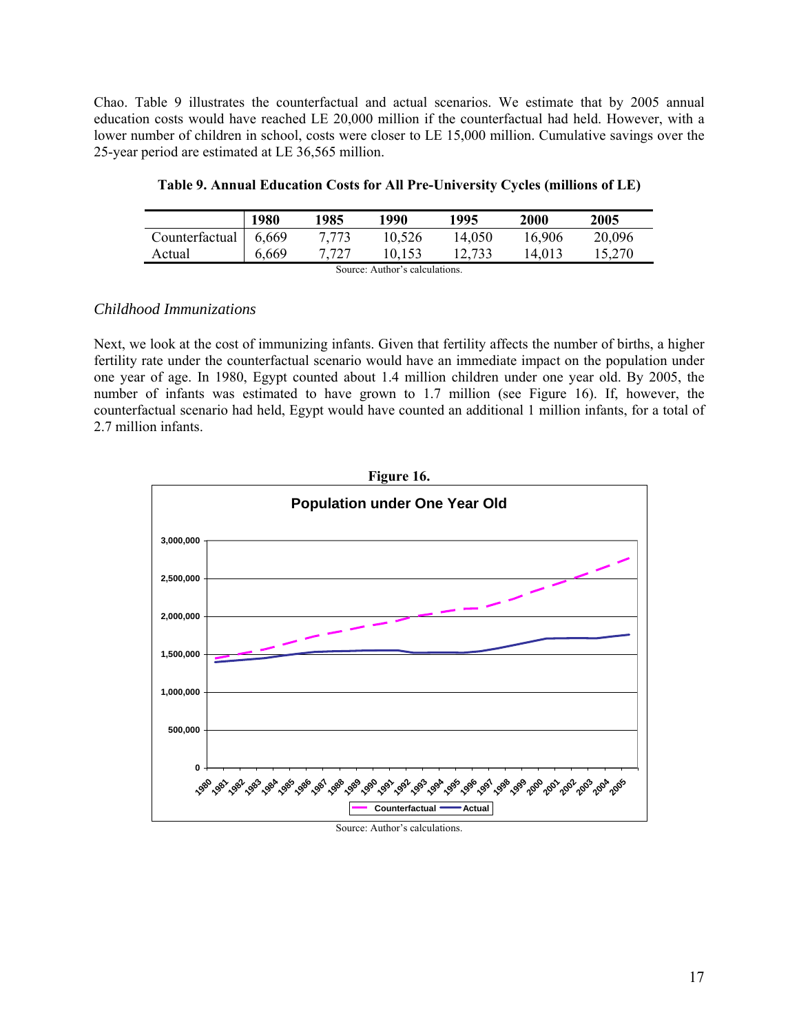Chao. Table 9 illustrates the counterfactual and actual scenarios. We estimate that by 2005 annual education costs would have reached LE 20,000 million if the counterfactual had held. However, with a lower number of children in school, costs were closer to LE 15,000 million. Cumulative savings over the 25-year period are estimated at LE 36,565 million.

**Table 9. Annual Education Costs for All Pre-University Cycles (millions of LE)**

| | 1980 | 1985 | 1990 | 1995 | 2000 | 2005 |
|---|---|---|---|---|---|---|
| Counterfactual | 6,669 | 7,773 | 10,526 | 14,050 | 16,906 | 20,096 |
| Actual | 6,669 | 7,727 | 10,153 | 12,733 | 14,013 | 15,270 |

Source: Author's calculations.

### *Childhood Immunizations*

Next, we look at the cost of immunizing infants. Given that fertility affects the number of births, a higher fertility rate under the counterfactual scenario would have an immediate impact on the population under one year of age. In 1980, Egypt counted about 1.4 million children under one year old. By 2005, the number of infants was estimated to have grown to 1.7 million (see Figure 16). If, however, the counterfactual scenario had held, Egypt would have counted an additional 1 million infants, for a total of 2.7 million infants.

**Figure 16.**

Source: Author's calculations.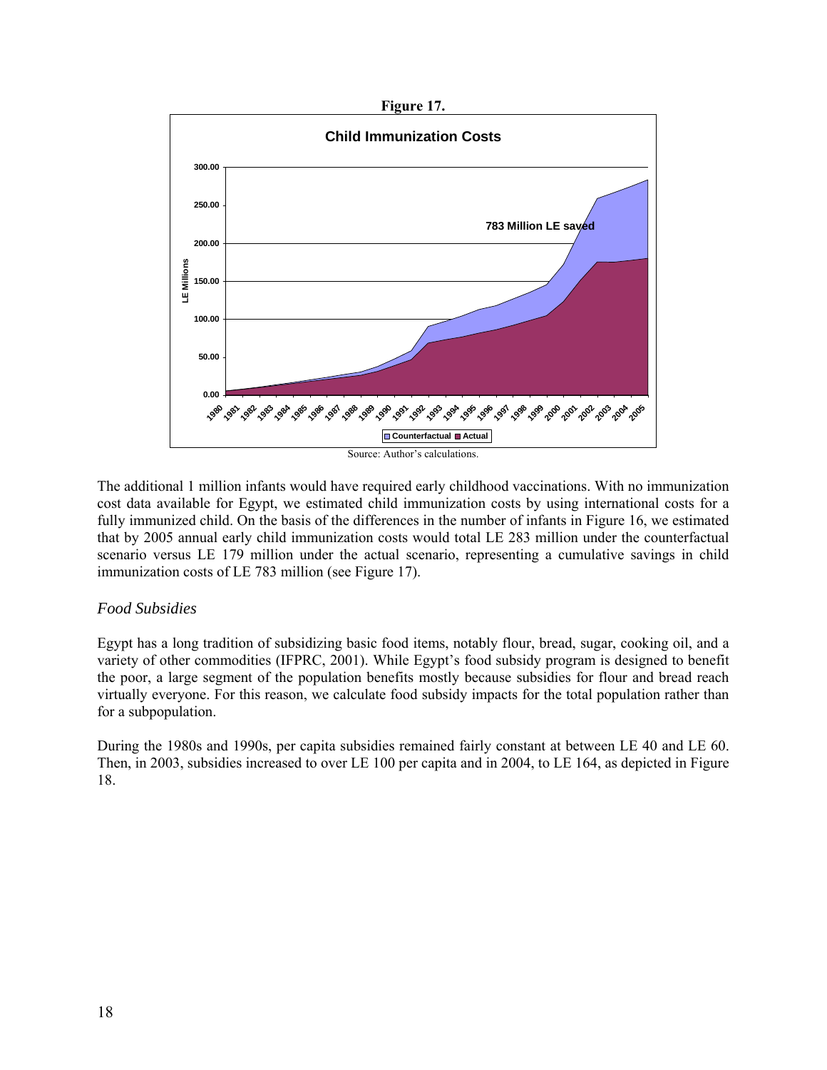**Figure 17.**

Source: Author's calculations.

The additional 1 million infants would have required early childhood vaccinations. With no immunization cost data available for Egypt, we estimated child immunization costs by using international costs for a fully immunized child. On the basis of the differences in the number of infants in Figure 16, we estimated that by 2005 annual early child immunization costs would total LE 283 million under the counterfactual scenario versus LE 179 million under the actual scenario, representing a cumulative savings in child immunization costs of LE 783 million (see Figure 17).

### *Food Subsidies*

Egypt has a long tradition of subsidizing basic food items, notably flour, bread, sugar, cooking oil, and a variety of other commodities (IFPRC, 2001). While Egypt's food subsidy program is designed to benefit the poor, a large segment of the population benefits mostly because subsidies for flour and bread reach virtually everyone. For this reason, we calculate food subsidy impacts for the total population rather than for a subpopulation.

During the 1980s and 1990s, per capita subsidies remained fairly constant at between LE 40 and LE 60. Then, in 2003, subsidies increased to over LE 100 per capita and in 2004, to LE 164, as depicted in Figure 18.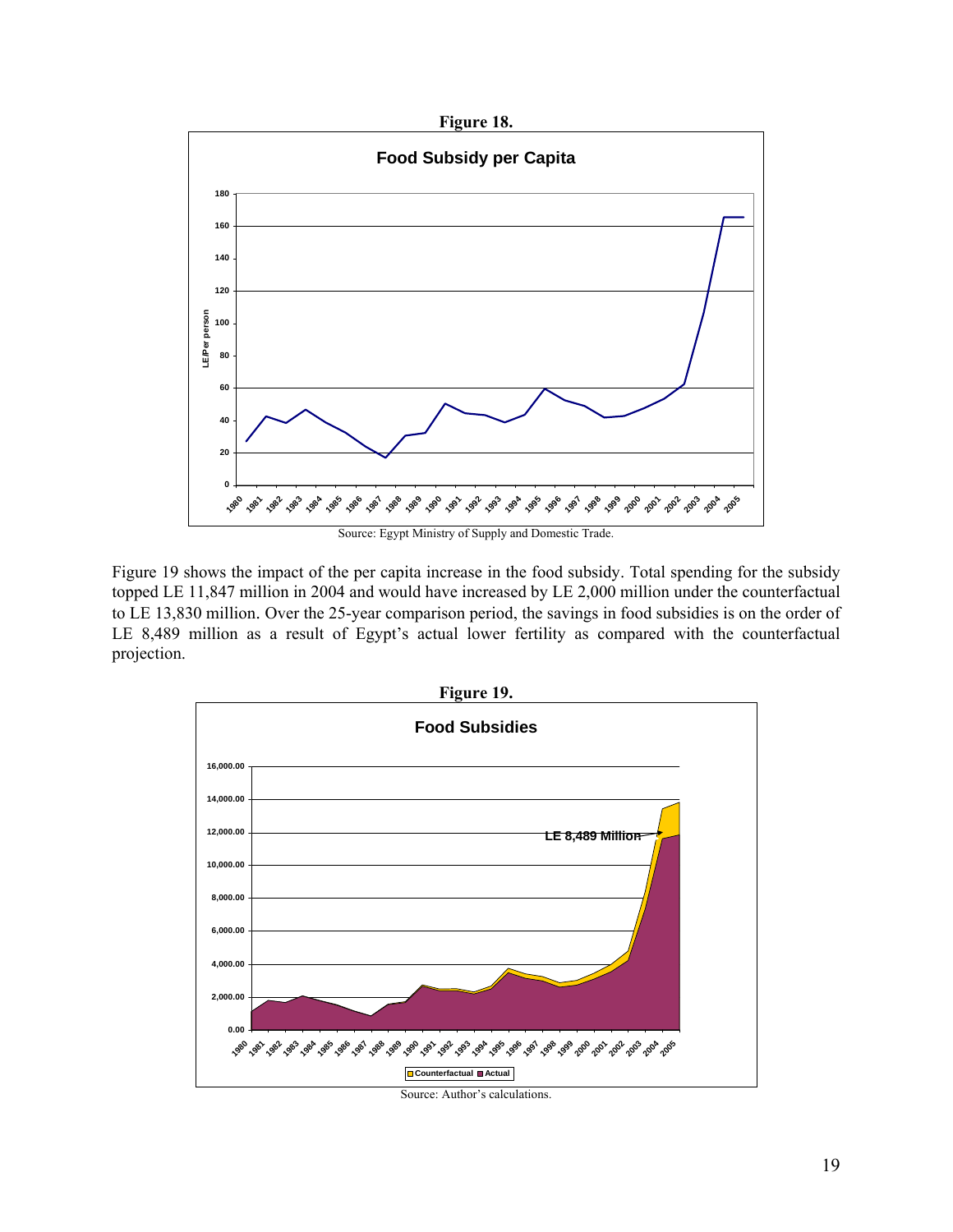**Figure 18.**

Source: Egypt Ministry of Supply and Domestic Trade.

Figure 19 shows the impact of the per capita increase in the food subsidy. Total spending for the subsidy topped LE 11,847 million in 2004 and would have increased by LE 2,000 million under the counterfactual to LE 13,830 million. Over the 25-year comparison period, the savings in food subsidies is on the order of LE 8,489 million as a result of Egypt's actual lower fertility as compared with the counterfactual projection.

**Figure 19.**

Source: Author's calculations.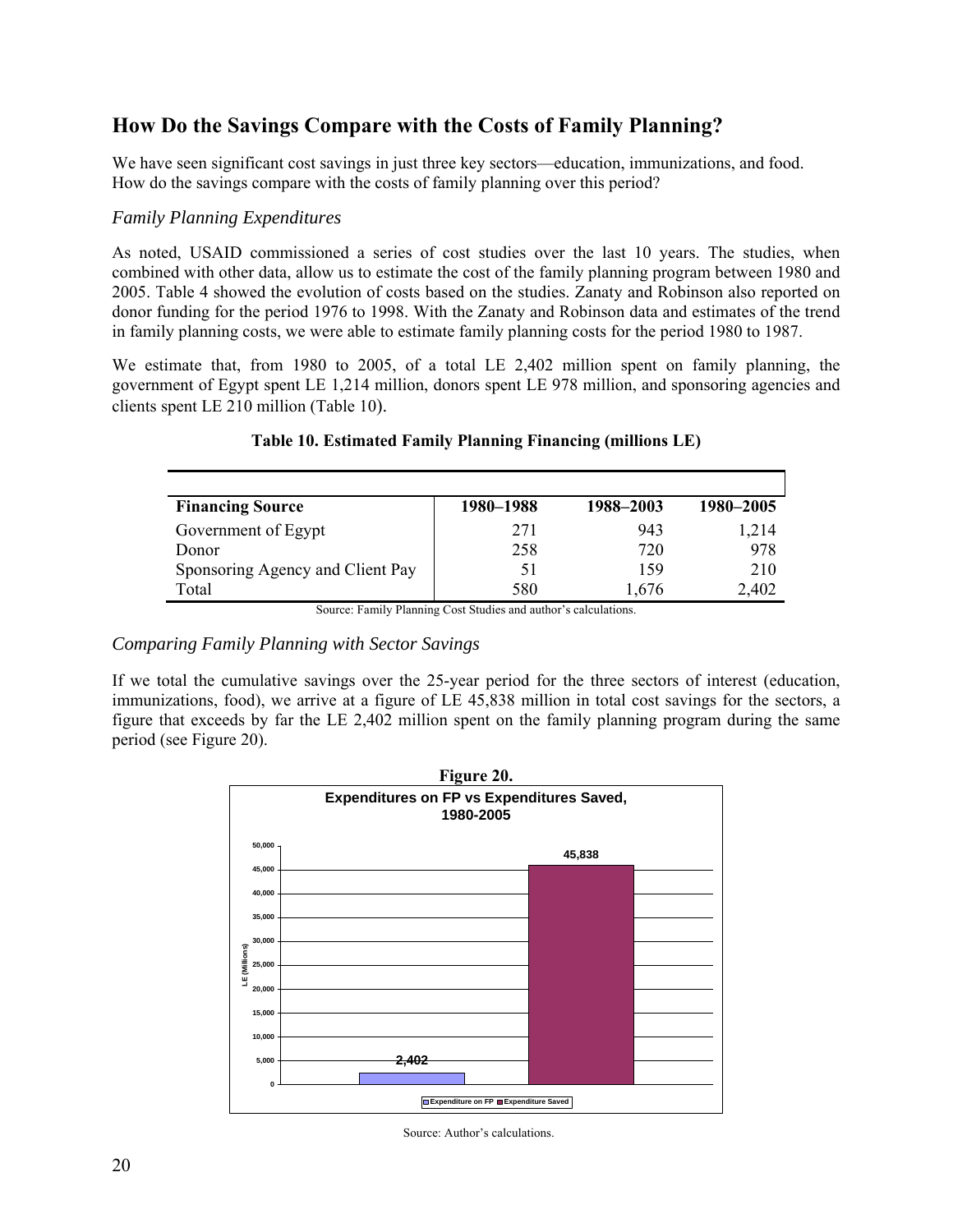## How Do the Savings Compare with the Costs of Family Planning?

We have seen significant cost savings in just three key sectors—education, immunizations, and food. How do the savings compare with the costs of family planning over this period?

### *Family Planning Expenditures*

As noted, USAID commissioned a series of cost studies over the last 10 years. The studies, when combined with other data, allow us to estimate the cost of the family planning program between 1980 and 2005. Table 4 showed the evolution of costs based on the studies. Zanaty and Robinson also reported on donor funding for the period 1976 to 1998. With the Zanaty and Robinson data and estimates of the trend in family planning costs, we were able to estimate family planning costs for the period 1980 to 1987.

We estimate that, from 1980 to 2005, of a total LE 2,402 million spent on family planning, the government of Egypt spent LE 1,214 million, donors spent LE 978 million, and sponsoring agencies and clients spent LE 210 million (Table 10).

**Table 10. Estimated Family Planning Financing (millions LE)**

| Financing Source | 1980–1988 | 1988–2003 | 1980–2005 |
|---|---|---|---|
| Government of Egypt | 271 | 943 | 1,214 |
| Donor | 258 | 720 | 978 |
| Sponsoring Agency and Client Pay | 51 | 159 | 210 |
| Total | 580 | 1,676 | 2,402 |

Source: Family Planning Cost Studies and author's calculations.

### *Comparing Family Planning with Sector Savings*

If we total the cumulative savings over the 25-year period for the three sectors of interest (education, immunizations, food), we arrive at a figure of LE 45,838 million in total cost savings for the sectors, a figure that exceeds by far the LE 2,402 million spent on the family planning program during the same period (see Figure 20).

**Figure 20.**

Expenditures on FP vs Expenditures Saved, 1980-2005

| | LE (Millions) |
|---|---|
| Expenditure on FP | 2,402 |
| Expenditure Saved | 45,838 |

Source: Author's calculations.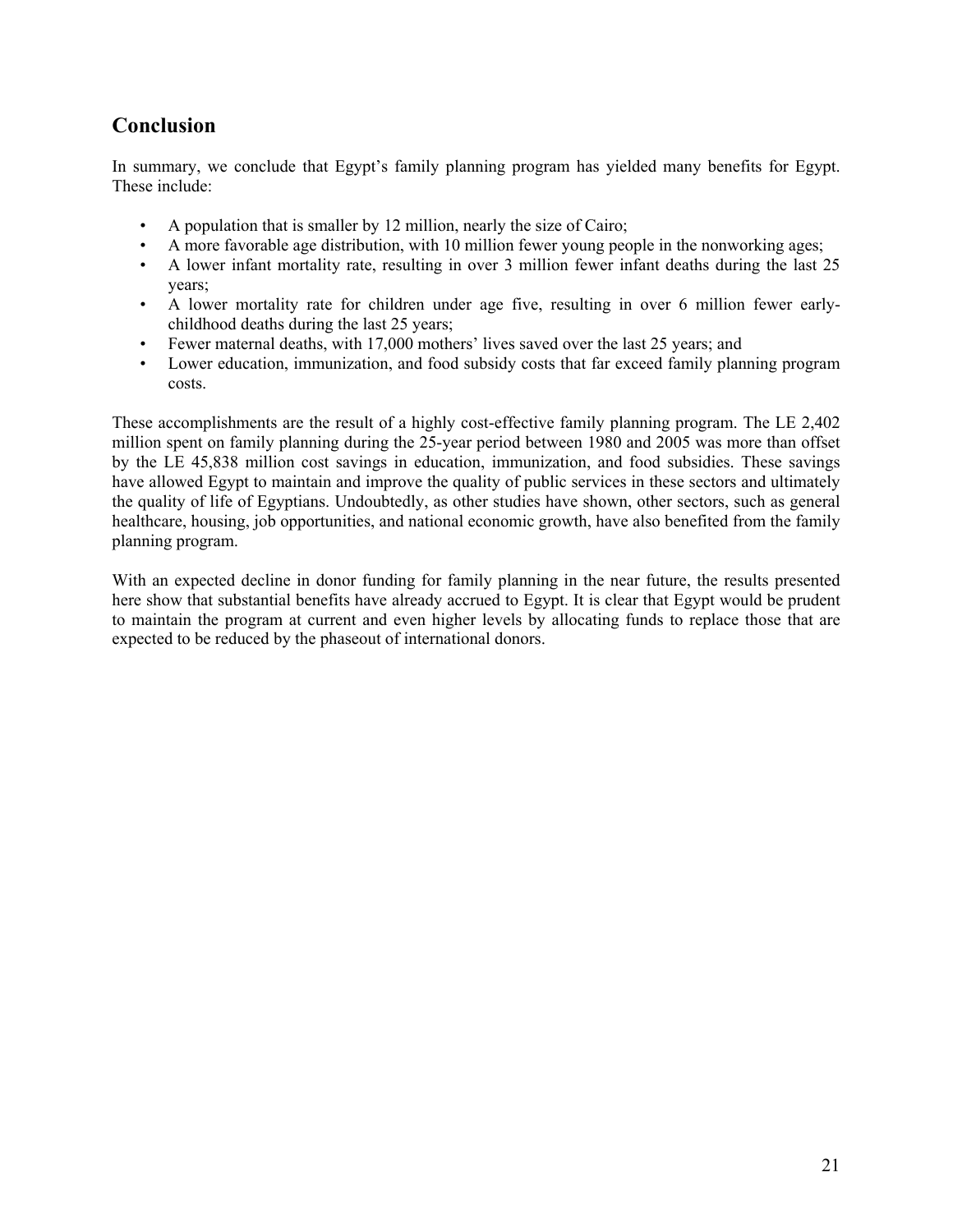## Conclusion

In summary, we conclude that Egypt's family planning program has yielded many benefits for Egypt. These include:

- A population that is smaller by 12 million, nearly the size of Cairo;
- A more favorable age distribution, with 10 million fewer young people in the nonworking ages;
- A lower infant mortality rate, resulting in over 3 million fewer infant deaths during the last 25 years;
- A lower mortality rate for children under age five, resulting in over 6 million fewer early-childhood deaths during the last 25 years;
- Fewer maternal deaths, with 17,000 mothers' lives saved over the last 25 years; and
- Lower education, immunization, and food subsidy costs that far exceed family planning program costs.

These accomplishments are the result of a highly cost-effective family planning program. The LE 2,402 million spent on family planning during the 25-year period between 1980 and 2005 was more than offset by the LE 45,838 million cost savings in education, immunization, and food subsidies. These savings have allowed Egypt to maintain and improve the quality of public services in these sectors and ultimately the quality of life of Egyptians. Undoubtedly, as other studies have shown, other sectors, such as general healthcare, housing, job opportunities, and national economic growth, have also benefited from the family planning program.

With an expected decline in donor funding for family planning in the near future, the results presented here show that substantial benefits have already accrued to Egypt. It is clear that Egypt would be prudent to maintain the program at current and even higher levels by allocating funds to replace those that are expected to be reduced by the phaseout of international donors.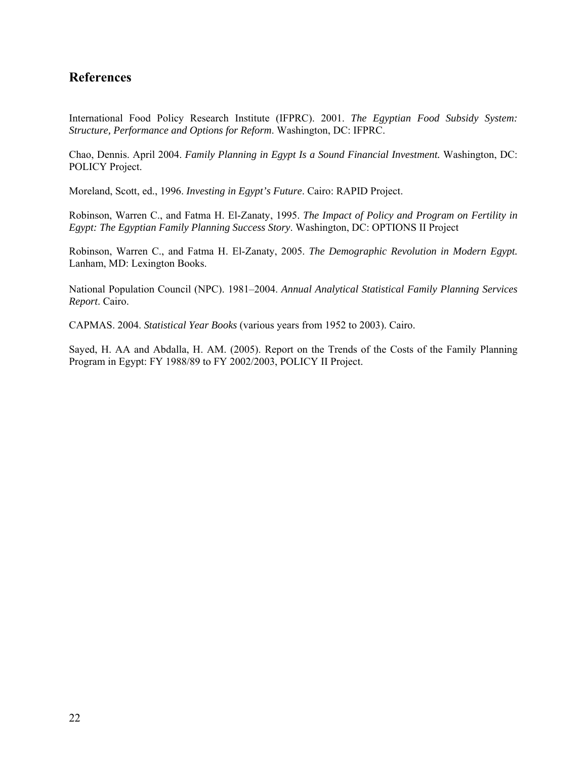## References

International Food Policy Research Institute (IFPRC). 2001. *The Egyptian Food Subsidy System: Structure, Performance and Options for Reform*. Washington, DC: IFPRC.

Chao, Dennis. April 2004. *Family Planning in Egypt Is a Sound Financial Investment.* Washington, DC: POLICY Project.

Moreland, Scott, ed., 1996. *Investing in Egypt's Future*. Cairo: RAPID Project.

Robinson, Warren C., and Fatma H. El-Zanaty, 1995. *The Impact of Policy and Program on Fertility in Egypt: The Egyptian Family Planning Success Story*. Washington, DC: OPTIONS II Project

Robinson, Warren C., and Fatma H. El-Zanaty, 2005. *The Demographic Revolution in Modern Egypt.* Lanham, MD: Lexington Books.

National Population Council (NPC). 1981–2004. *Annual Analytical Statistical Family Planning Services Report*. Cairo.

CAPMAS. 2004. *Statistical Year Books* (various years from 1952 to 2003). Cairo.

Sayed, H. AA and Abdalla, H. AM. (2005). Report on the Trends of the Costs of the Family Planning Program in Egypt: FY 1988/89 to FY 2002/2003, POLICY II Project.